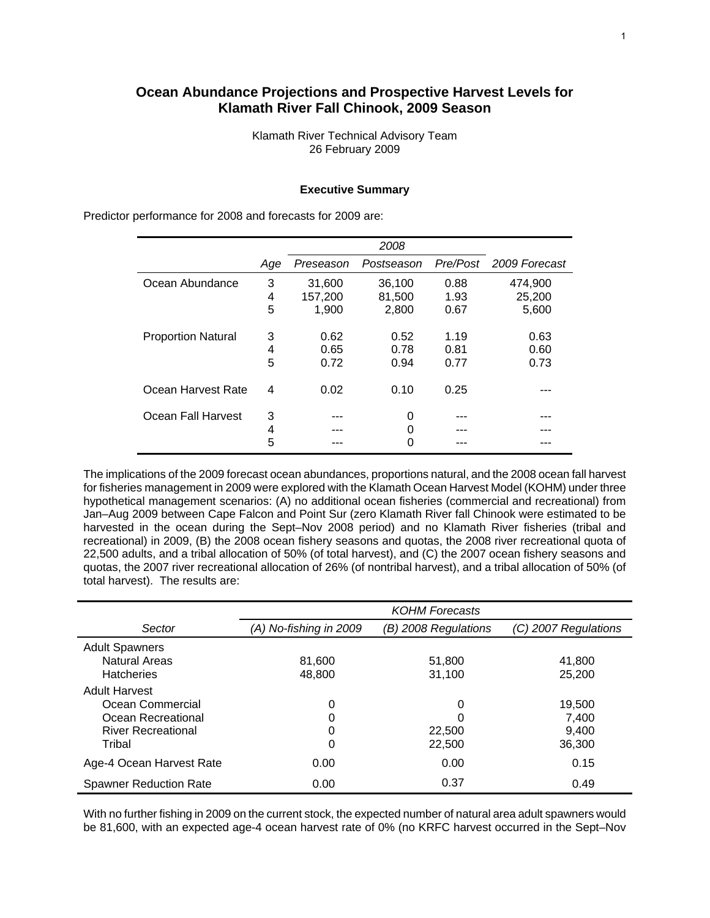# Ocean Abundance Projections and Prospective Harvest Levels for Klamath River Fall Chinook, 2009 Season

Klamath River Technical Advisory Team
26 February 2009

### Executive Summary

Predictor performance for 2008 and forecasts for 2009 are:

| | | 2008 | | | |
|---|---|---|---|---|---|
| | *Age* | *Preseason* | *Postseason* | *Pre/Post* | *2009 Forecast* |
| Ocean Abundance | 3 | 31,600 | 36,100 | 0.88 | 474,900 |
| | 4 | 157,200 | 81,500 | 1.93 | 25,200 |
| | 5 | 1,900 | 2,800 | 0.67 | 5,600 |
| Proportion Natural | 3 | 0.62 | 0.52 | 1.19 | 0.63 |
| | 4 | 0.65 | 0.78 | 0.81 | 0.60 |
| | 5 | 0.72 | 0.94 | 0.77 | 0.73 |
| Ocean Harvest Rate | 4 | 0.02 | 0.10 | 0.25 | --- |
| Ocean Fall Harvest | 3 | --- | 0 | --- | --- |
| | 4 | --- | 0 | --- | --- |
| | 5 | --- | 0 | --- | --- |

The implications of the 2009 forecast ocean abundances, proportions natural, and the 2008 ocean fall harvest for fisheries management in 2009 were explored with the Klamath Ocean Harvest Model (KOHM) under three hypothetical management scenarios: (A) no additional ocean fisheries (commercial and recreational) from Jan–Aug 2009 between Cape Falcon and Point Sur (zero Klamath River fall Chinook were estimated to be harvested in the ocean during the Sept–Nov 2008 period) and no Klamath River fisheries (tribal and recreational) in 2009, (B) the 2008 ocean fishery seasons and quotas, the 2008 river recreational quota of 22,500 adults, and a tribal allocation of 50% (of total harvest), and (C) the 2007 ocean fishery seasons and quotas, the 2007 river recreational allocation of 26% (of nontribal harvest), and a tribal allocation of 50% (of total harvest). The results are:

| | KOHM Forecasts | | |
|---|---|---|---|
| *Sector* | *(A) No-fishing in 2009* | *(B) 2008 Regulations* | *(C) 2007 Regulations* |
| Adult Spawners | | | |
| Natural Areas | 81,600 | 51,800 | 41,800 |
| Hatcheries | 48,800 | 31,100 | 25,200 |
| Adult Harvest | | | |
| Ocean Commercial | 0 | 0 | 19,500 |
| Ocean Recreational | 0 | 0 | 7,400 |
| River Recreational | 0 | 22,500 | 9,400 |
| Tribal | 0 | 22,500 | 36,300 |
| Age-4 Ocean Harvest Rate | 0.00 | 0.00 | 0.15 |
| Spawner Reduction Rate | 0.00 | 0.37 | 0.49 |

With no further fishing in 2009 on the current stock, the expected number of natural area adult spawners would be 81,600, with an expected age-4 ocean harvest rate of 0% (no KRFC harvest occurred in the Sept–Nov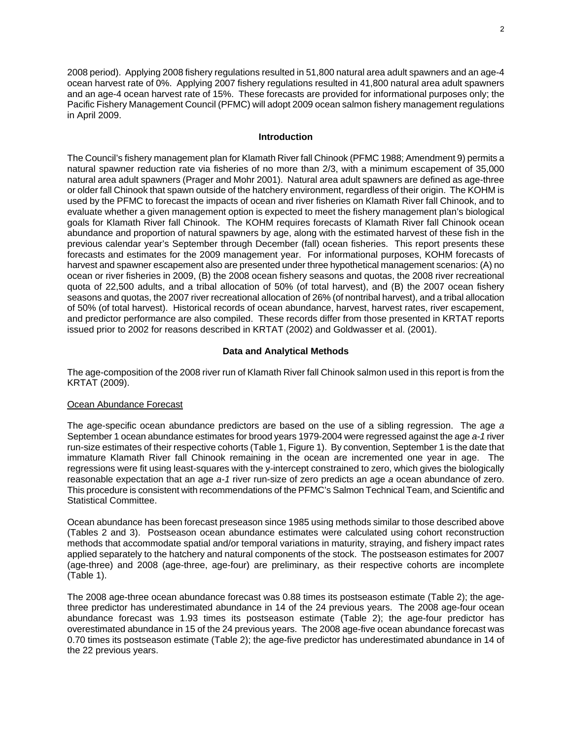2008 period). Applying 2008 fishery regulations resulted in 51,800 natural area adult spawners and an age-4 ocean harvest rate of 0%. Applying 2007 fishery regulations resulted in 41,800 natural area adult spawners and an age-4 ocean harvest rate of 15%. These forecasts are provided for informational purposes only; the Pacific Fishery Management Council (PFMC) will adopt 2009 ocean salmon fishery management regulations in April 2009.

## Introduction

The Council's fishery management plan for Klamath River fall Chinook (PFMC 1988; Amendment 9) permits a natural spawner reduction rate via fisheries of no more than 2/3, with a minimum escapement of 35,000 natural area adult spawners (Prager and Mohr 2001). Natural area adult spawners are defined as age-three or older fall Chinook that spawn outside of the hatchery environment, regardless of their origin. The KOHM is used by the PFMC to forecast the impacts of ocean and river fisheries on Klamath River fall Chinook, and to evaluate whether a given management option is expected to meet the fishery management plan's biological goals for Klamath River fall Chinook. The KOHM requires forecasts of Klamath River fall Chinook ocean abundance and proportion of natural spawners by age, along with the estimated harvest of these fish in the previous calendar year's September through December (fall) ocean fisheries. This report presents these forecasts and estimates for the 2009 management year. For informational purposes, KOHM forecasts of harvest and spawner escapement also are presented under three hypothetical management scenarios: (A) no ocean or river fisheries in 2009, (B) the 2008 ocean fishery seasons and quotas, the 2008 river recreational quota of 22,500 adults, and a tribal allocation of 50% (of total harvest), and (B) the 2007 ocean fishery seasons and quotas, the 2007 river recreational allocation of 26% (of nontribal harvest), and a tribal allocation of 50% (of total harvest). Historical records of ocean abundance, harvest, harvest rates, river escapement, and predictor performance are also compiled. These records differ from those presented in KRTAT reports issued prior to 2002 for reasons described in KRTAT (2002) and Goldwasser et al. (2001).

## Data and Analytical Methods

The age-composition of the 2008 river run of Klamath River fall Chinook salmon used in this report is from the KRTAT (2009).

### Ocean Abundance Forecast

The age-specific ocean abundance predictors are based on the use of a sibling regression. The age *a* September 1 ocean abundance estimates for brood years 1979-2004 were regressed against the age *a-1* river run-size estimates of their respective cohorts (Table 1, Figure 1). By convention, September 1 is the date that immature Klamath River fall Chinook remaining in the ocean are incremented one year in age. The regressions were fit using least-squares with the y-intercept constrained to zero, which gives the biologically reasonable expectation that an age *a-1* river run-size of zero predicts an age *a* ocean abundance of zero. This procedure is consistent with recommendations of the PFMC's Salmon Technical Team, and Scientific and Statistical Committee.

Ocean abundance has been forecast preseason since 1985 using methods similar to those described above (Tables 2 and 3). Postseason ocean abundance estimates were calculated using cohort reconstruction methods that accommodate spatial and/or temporal variations in maturity, straying, and fishery impact rates applied separately to the hatchery and natural components of the stock. The postseason estimates for 2007 (age-three) and 2008 (age-three, age-four) are preliminary, as their respective cohorts are incomplete (Table 1).

The 2008 age-three ocean abundance forecast was 0.88 times its postseason estimate (Table 2); the age-three predictor has underestimated abundance in 14 of the 24 previous years. The 2008 age-four ocean abundance forecast was 1.93 times its postseason estimate (Table 2); the age-four predictor has overestimated abundance in 15 of the 24 previous years. The 2008 age-five ocean abundance forecast was 0.70 times its postseason estimate (Table 2); the age-five predictor has underestimated abundance in 14 of the 22 previous years.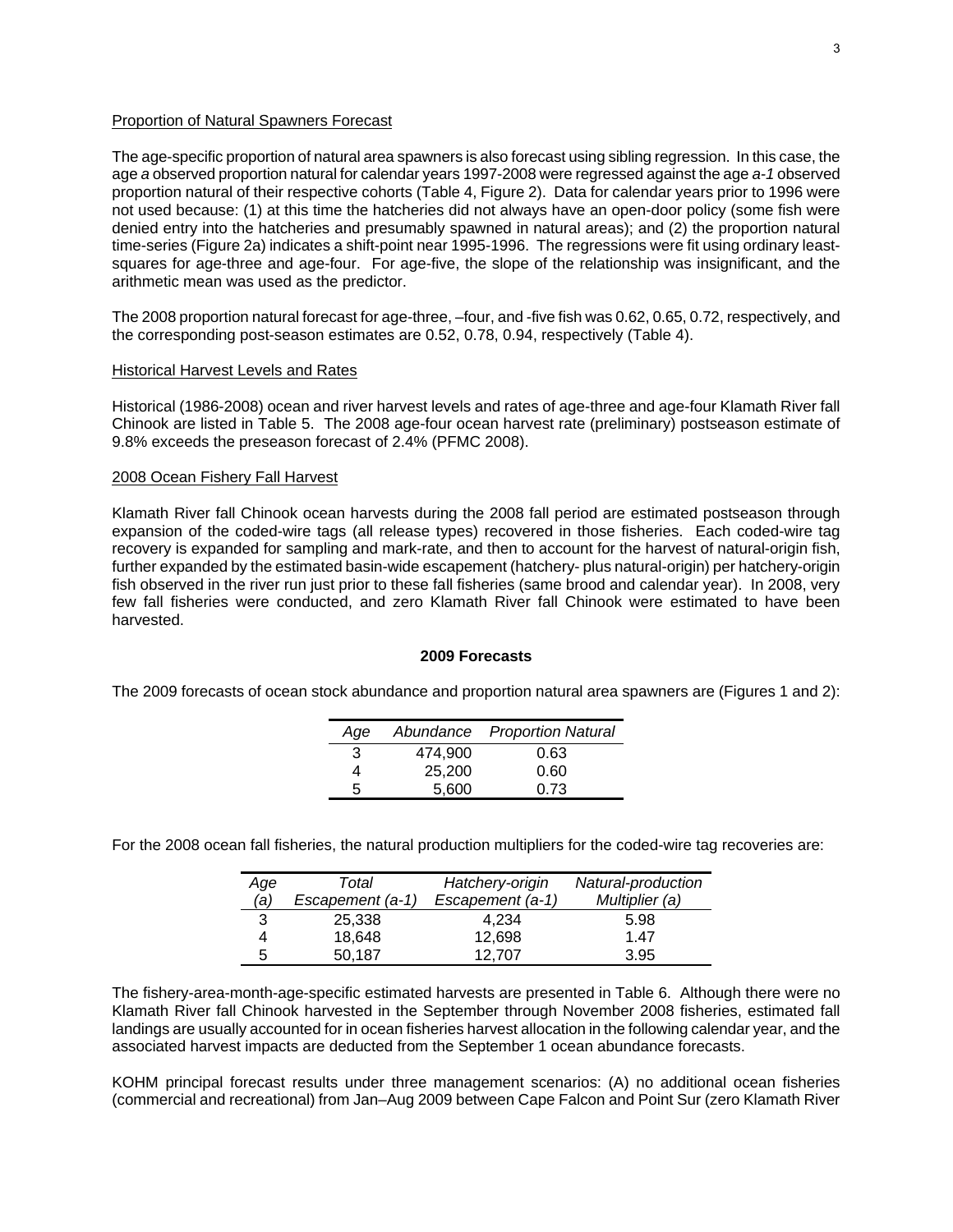Proportion of Natural Spawners Forecast

The age-specific proportion of natural area spawners is also forecast using sibling regression. In this case, the age *a* observed proportion natural for calendar years 1997-2008 were regressed against the age *a-1* observed proportion natural of their respective cohorts (Table 4, Figure 2). Data for calendar years prior to 1996 were not used because: (1) at this time the hatcheries did not always have an open-door policy (some fish were denied entry into the hatcheries and presumably spawned in natural areas); and (2) the proportion natural time-series (Figure 2a) indicates a shift-point near 1995-1996. The regressions were fit using ordinary least-squares for age-three and age-four. For age-five, the slope of the relationship was insignificant, and the arithmetic mean was used as the predictor.

The 2008 proportion natural forecast for age-three, –four, and -five fish was 0.62, 0.65, 0.72, respectively, and the corresponding post-season estimates are 0.52, 0.78, 0.94, respectively (Table 4).

Historical Harvest Levels and Rates

Historical (1986-2008) ocean and river harvest levels and rates of age-three and age-four Klamath River fall Chinook are listed in Table 5. The 2008 age-four ocean harvest rate (preliminary) postseason estimate of 9.8% exceeds the preseason forecast of 2.4% (PFMC 2008).

2008 Ocean Fishery Fall Harvest

Klamath River fall Chinook ocean harvests during the 2008 fall period are estimated postseason through expansion of the coded-wire tags (all release types) recovered in those fisheries. Each coded-wire tag recovery is expanded for sampling and mark-rate, and then to account for the harvest of natural-origin fish, further expanded by the estimated basin-wide escapement (hatchery- plus natural-origin) per hatchery-origin fish observed in the river run just prior to these fall fisheries (same brood and calendar year). In 2008, very few fall fisheries were conducted, and zero Klamath River fall Chinook were estimated to have been harvested.

## 2009 Forecasts

The 2009 forecasts of ocean stock abundance and proportion natural area spawners are (Figures 1 and 2):

| *Age* | *Abundance* | *Proportion Natural* |
|---|---|---|
| 3 | 474,900 | 0.63 |
| 4 | 25,200 | 0.60 |
| 5 | 5,600 | 0.73 |

For the 2008 ocean fall fisheries, the natural production multipliers for the coded-wire tag recoveries are:

| *Age (a)* | *Total Escapement (a-1)* | *Hatchery-origin Escapement (a-1)* | *Natural-production Multiplier (a)* |
|---|---|---|---|
| 3 | 25,338 | 4,234 | 5.98 |
| 4 | 18,648 | 12,698 | 1.47 |
| 5 | 50,187 | 12,707 | 3.95 |

The fishery-area-month-age-specific estimated harvests are presented in Table 6. Although there were no Klamath River fall Chinook harvested in the September through November 2008 fisheries, estimated fall landings are usually accounted for in ocean fisheries harvest allocation in the following calendar year, and the associated harvest impacts are deducted from the September 1 ocean abundance forecasts.

KOHM principal forecast results under three management scenarios: (A) no additional ocean fisheries (commercial and recreational) from Jan–Aug 2009 between Cape Falcon and Point Sur (zero Klamath River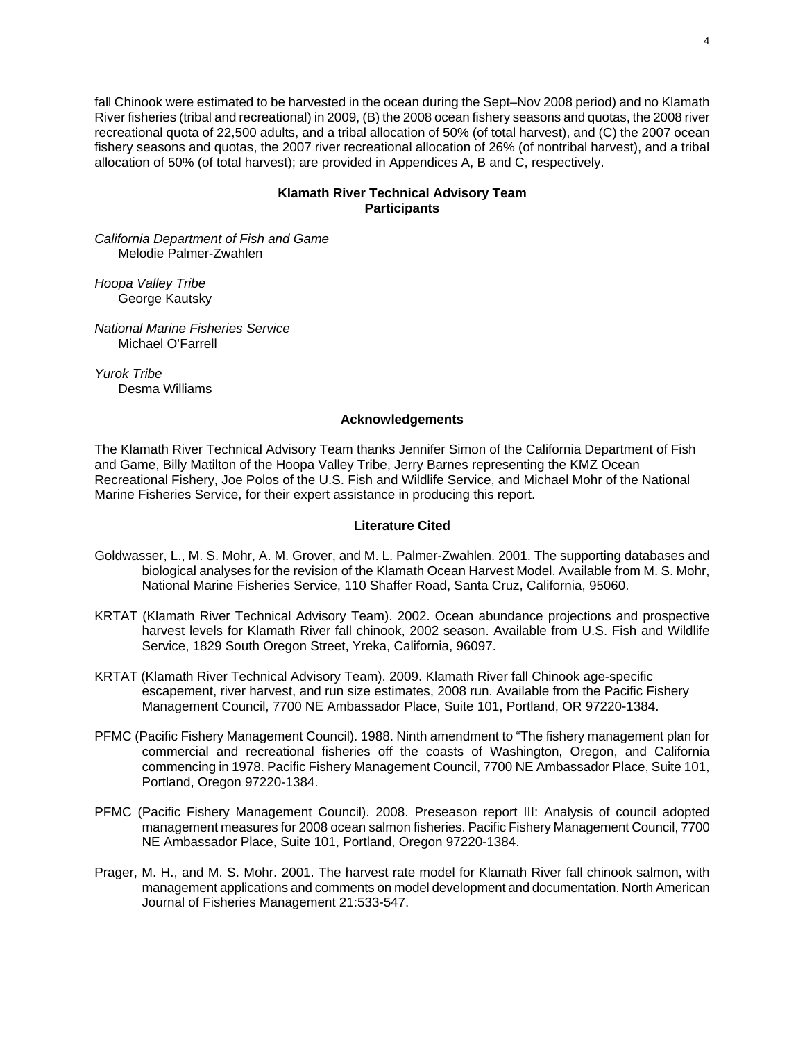fall Chinook were estimated to be harvested in the ocean during the Sept–Nov 2008 period) and no Klamath River fisheries (tribal and recreational) in 2009, (B) the 2008 ocean fishery seasons and quotas, the 2008 river recreational quota of 22,500 adults, and a tribal allocation of 50% (of total harvest), and (C) the 2007 ocean fishery seasons and quotas, the 2007 river recreational allocation of 26% (of nontribal harvest), and a tribal allocation of 50% (of total harvest); are provided in Appendices A, B and C, respectively.

## Klamath River Technical Advisory Team Participants

*California Department of Fish and Game*
Melodie Palmer-Zwahlen

*Hoopa Valley Tribe*
George Kautsky

*National Marine Fisheries Service*
Michael O'Farrell

*Yurok Tribe*
Desma Williams

## Acknowledgements

The Klamath River Technical Advisory Team thanks Jennifer Simon of the California Department of Fish and Game, Billy Matilton of the Hoopa Valley Tribe, Jerry Barnes representing the KMZ Ocean Recreational Fishery, Joe Polos of the U.S. Fish and Wildlife Service, and Michael Mohr of the National Marine Fisheries Service, for their expert assistance in producing this report.

## Literature Cited

Goldwasser, L., M. S. Mohr, A. M. Grover, and M. L. Palmer-Zwahlen. 2001. The supporting databases and biological analyses for the revision of the Klamath Ocean Harvest Model. Available from M. S. Mohr, National Marine Fisheries Service, 110 Shaffer Road, Santa Cruz, California, 95060.

KRTAT (Klamath River Technical Advisory Team). 2002. Ocean abundance projections and prospective harvest levels for Klamath River fall chinook, 2002 season. Available from U.S. Fish and Wildlife Service, 1829 South Oregon Street, Yreka, California, 96097.

KRTAT (Klamath River Technical Advisory Team). 2009. Klamath River fall Chinook age-specific escapement, river harvest, and run size estimates, 2008 run. Available from the Pacific Fishery Management Council, 7700 NE Ambassador Place, Suite 101, Portland, OR 97220-1384.

PFMC (Pacific Fishery Management Council). 1988. Ninth amendment to "The fishery management plan for commercial and recreational fisheries off the coasts of Washington, Oregon, and California commencing in 1978. Pacific Fishery Management Council, 7700 NE Ambassador Place, Suite 101, Portland, Oregon 97220-1384.

PFMC (Pacific Fishery Management Council). 2008. Preseason report III: Analysis of council adopted management measures for 2008 ocean salmon fisheries. Pacific Fishery Management Council, 7700 NE Ambassador Place, Suite 101, Portland, Oregon 97220-1384.

Prager, M. H., and M. S. Mohr. 2001. The harvest rate model for Klamath River fall chinook salmon, with management applications and comments on model development and documentation. North American Journal of Fisheries Management 21:533-547.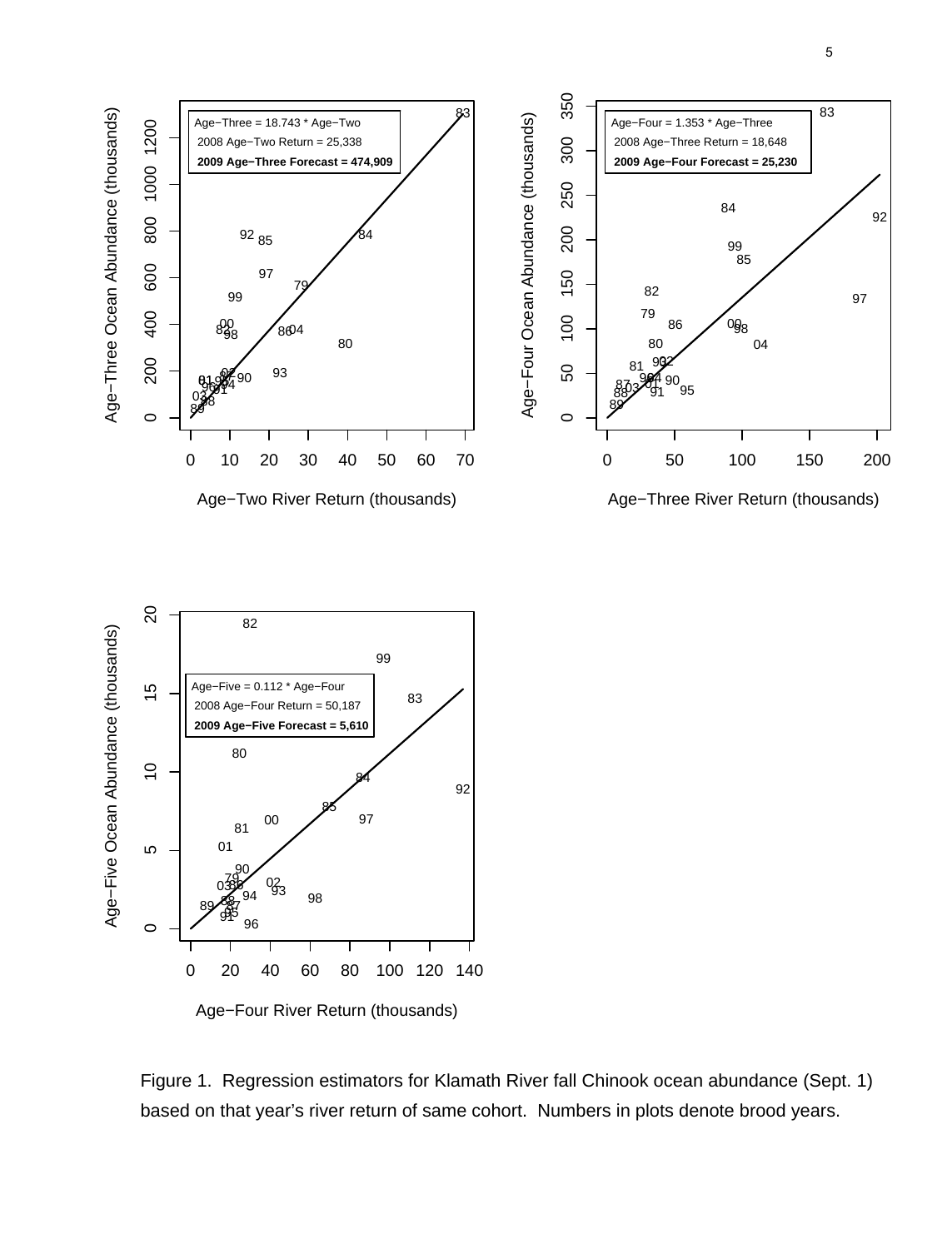Age−Three = 18.743 * Age−Two
2008 Age−Two Return = 25,338
**2009 Age−Three Forecast = 474,909**

Age−Four = 1.353 * Age−Three
2008 Age−Three Return = 18,648
**2009 Age−Four Forecast = 25,230**

Age−Five = 0.112 * Age−Four
2008 Age−Four Return = 50,187
**2009 Age−Five Forecast = 5,610**

Figure 1. Regression estimators for Klamath River fall Chinook ocean abundance (Sept. 1) based on that year's river return of same cohort. Numbers in plots denote brood years.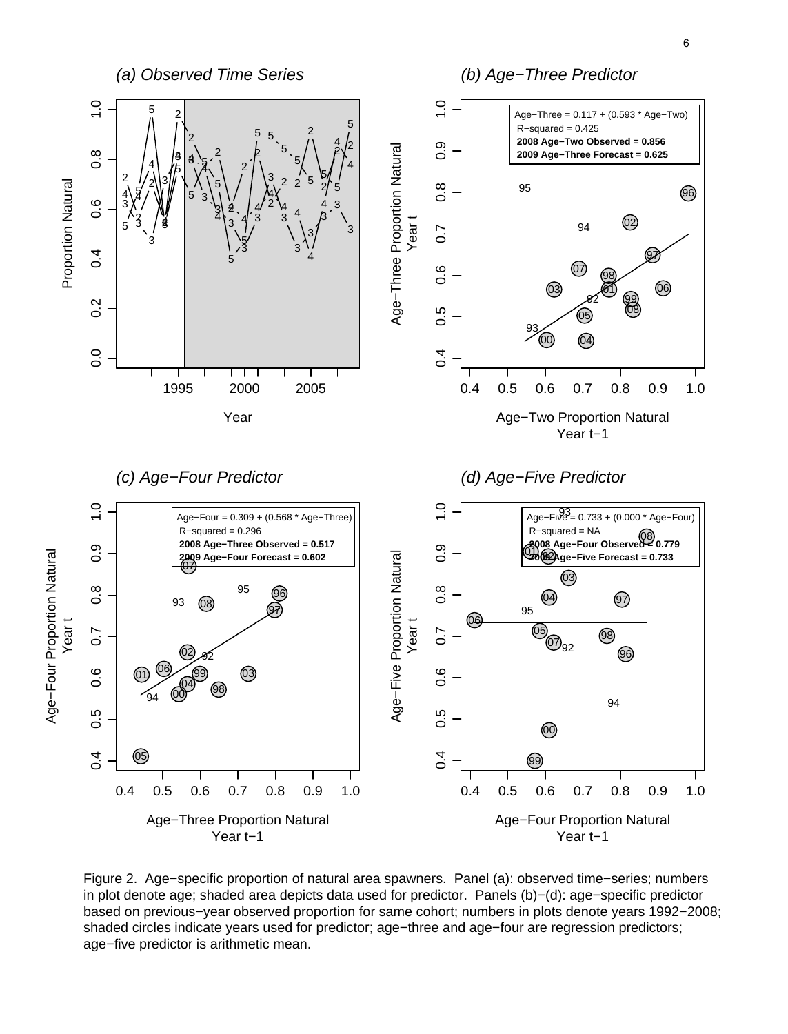Figure 2. Age−specific proportion of natural area spawners. Panel (a): observed time−series; numbers in plot denote age; shaded area depicts data used for predictor. Panels (b)−(d): age−specific predictor based on previous−year observed proportion for same cohort; numbers in plots denote years 1992−2008; shaded circles indicate years used for predictor; age−three and age−four are regression predictors; age−five predictor is arithmetic mean.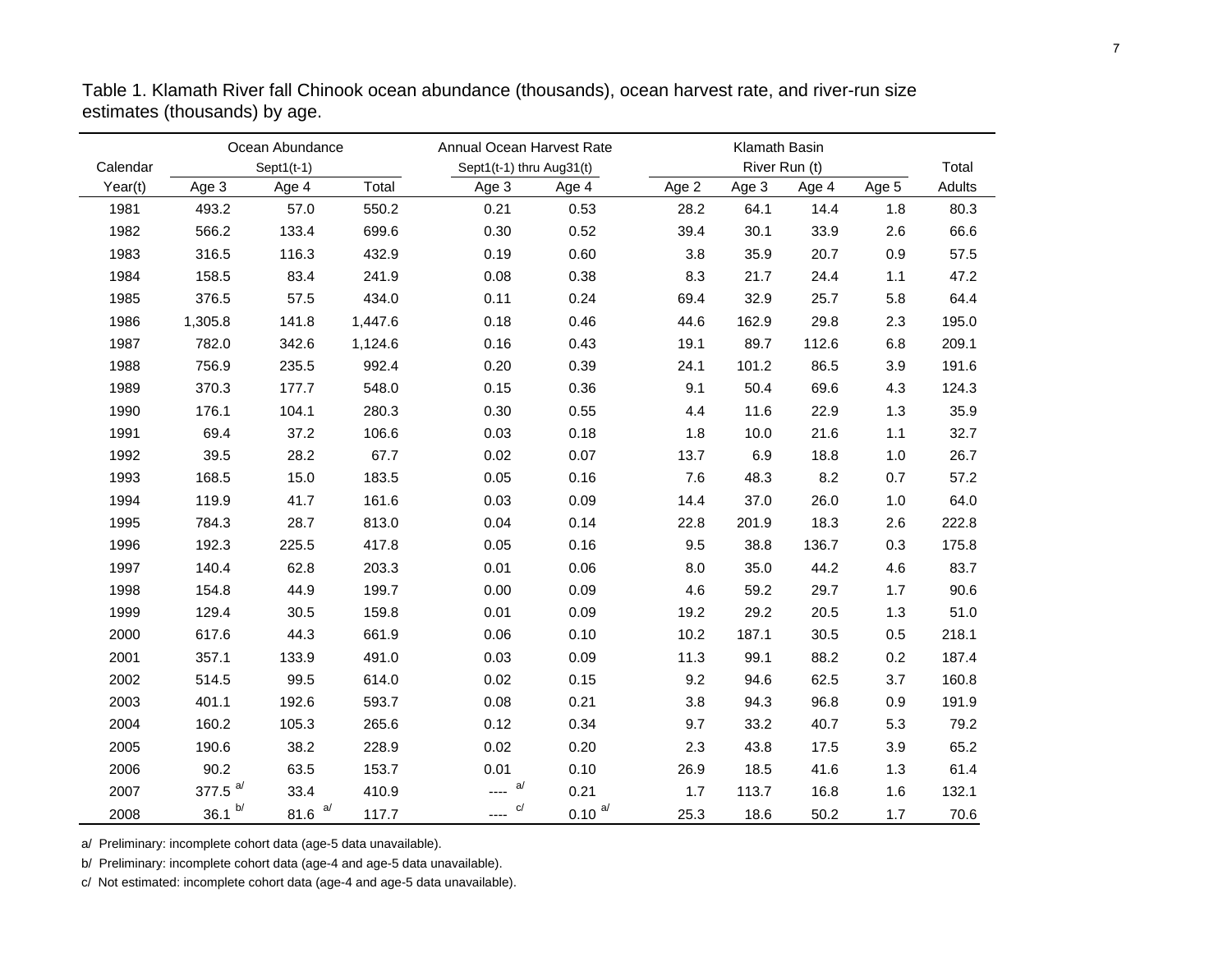Table 1. Klamath River fall Chinook ocean abundance (thousands), ocean harvest rate, and river-run size estimates (thousands) by age.

| Calendar | Ocean Abundance Sept1(t-1) | | | Annual Ocean Harvest Rate Sept1(t-1) thru Aug31(t) | | Klamath Basin River Run (t) | | | | Total |
|---|---|---|---|---|---|---|---|---|---|---|
| Year(t) | Age 3 | Age 4 | Total | Age 3 | Age 4 | Age 2 | Age 3 | Age 4 | Age 5 | Adults |
| 1981 | 493.2 | 57.0 | 550.2 | 0.21 | 0.53 | 28.2 | 64.1 | 14.4 | 1.8 | 80.3 |
| 1982 | 566.2 | 133.4 | 699.6 | 0.30 | 0.52 | 39.4 | 30.1 | 33.9 | 2.6 | 66.6 |
| 1983 | 316.5 | 116.3 | 432.9 | 0.19 | 0.60 | 3.8 | 35.9 | 20.7 | 0.9 | 57.5 |
| 1984 | 158.5 | 83.4 | 241.9 | 0.08 | 0.38 | 8.3 | 21.7 | 24.4 | 1.1 | 47.2 |
| 1985 | 376.5 | 57.5 | 434.0 | 0.11 | 0.24 | 69.4 | 32.9 | 25.7 | 5.8 | 64.4 |
| 1986 | 1,305.8 | 141.8 | 1,447.6 | 0.18 | 0.46 | 44.6 | 162.9 | 29.8 | 2.3 | 195.0 |
| 1987 | 782.0 | 342.6 | 1,124.6 | 0.16 | 0.43 | 19.1 | 89.7 | 112.6 | 6.8 | 209.1 |
| 1988 | 756.9 | 235.5 | 992.4 | 0.20 | 0.39 | 24.1 | 101.2 | 86.5 | 3.9 | 191.6 |
| 1989 | 370.3 | 177.7 | 548.0 | 0.15 | 0.36 | 9.1 | 50.4 | 69.6 | 4.3 | 124.3 |
| 1990 | 176.1 | 104.1 | 280.3 | 0.30 | 0.55 | 4.4 | 11.6 | 22.9 | 1.3 | 35.9 |
| 1991 | 69.4 | 37.2 | 106.6 | 0.03 | 0.18 | 1.8 | 10.0 | 21.6 | 1.1 | 32.7 |
| 1992 | 39.5 | 28.2 | 67.7 | 0.02 | 0.07 | 13.7 | 6.9 | 18.8 | 1.0 | 26.7 |
| 1993 | 168.5 | 15.0 | 183.5 | 0.05 | 0.16 | 7.6 | 48.3 | 8.2 | 0.7 | 57.2 |
| 1994 | 119.9 | 41.7 | 161.6 | 0.03 | 0.09 | 14.4 | 37.0 | 26.0 | 1.0 | 64.0 |
| 1995 | 784.3 | 28.7 | 813.0 | 0.04 | 0.14 | 22.8 | 201.9 | 18.3 | 2.6 | 222.8 |
| 1996 | 192.3 | 225.5 | 417.8 | 0.05 | 0.16 | 9.5 | 38.8 | 136.7 | 0.3 | 175.8 |
| 1997 | 140.4 | 62.8 | 203.3 | 0.01 | 0.06 | 8.0 | 35.0 | 44.2 | 4.6 | 83.7 |
| 1998 | 154.8 | 44.9 | 199.7 | 0.00 | 0.09 | 4.6 | 59.2 | 29.7 | 1.7 | 90.6 |
| 1999 | 129.4 | 30.5 | 159.8 | 0.01 | 0.09 | 19.2 | 29.2 | 20.5 | 1.3 | 51.0 |
| 2000 | 617.6 | 44.3 | 661.9 | 0.06 | 0.10 | 10.2 | 187.1 | 30.5 | 0.5 | 218.1 |
| 2001 | 357.1 | 133.9 | 491.0 | 0.03 | 0.09 | 11.3 | 99.1 | 88.2 | 0.2 | 187.4 |
| 2002 | 514.5 | 99.5 | 614.0 | 0.02 | 0.15 | 9.2 | 94.6 | 62.5 | 3.7 | 160.8 |
| 2003 | 401.1 | 192.6 | 593.7 | 0.08 | 0.21 | 3.8 | 94.3 | 96.8 | 0.9 | 191.9 |
| 2004 | 160.2 | 105.3 | 265.6 | 0.12 | 0.34 | 9.7 | 33.2 | 40.7 | 5.3 | 79.2 |
| 2005 | 190.6 | 38.2 | 228.9 | 0.02 | 0.20 | 2.3 | 43.8 | 17.5 | 3.9 | 65.2 |
| 2006 | 90.2 | 63.5 | 153.7 | 0.01 | 0.10 | 26.9 | 18.5 | 41.6 | 1.3 | 61.4 |
| 2007 | 377.5 [a/] | 33.4 | 410.9 | ---- [a/] | 0.21 | 1.7 | 113.7 | 16.8 | 1.6 | 132.1 |
| 2008 | 36.1 [b/] | 81.6 [a/] | 117.7 | ---- [c/] | 0.10 [a/] | 25.3 | 18.6 | 50.2 | 1.7 | 70.6 |

a/ Preliminary: incomplete cohort data (age-5 data unavailable).

b/ Preliminary: incomplete cohort data (age-4 and age-5 data unavailable).

c/ Not estimated: incomplete cohort data (age-4 and age-5 data unavailable).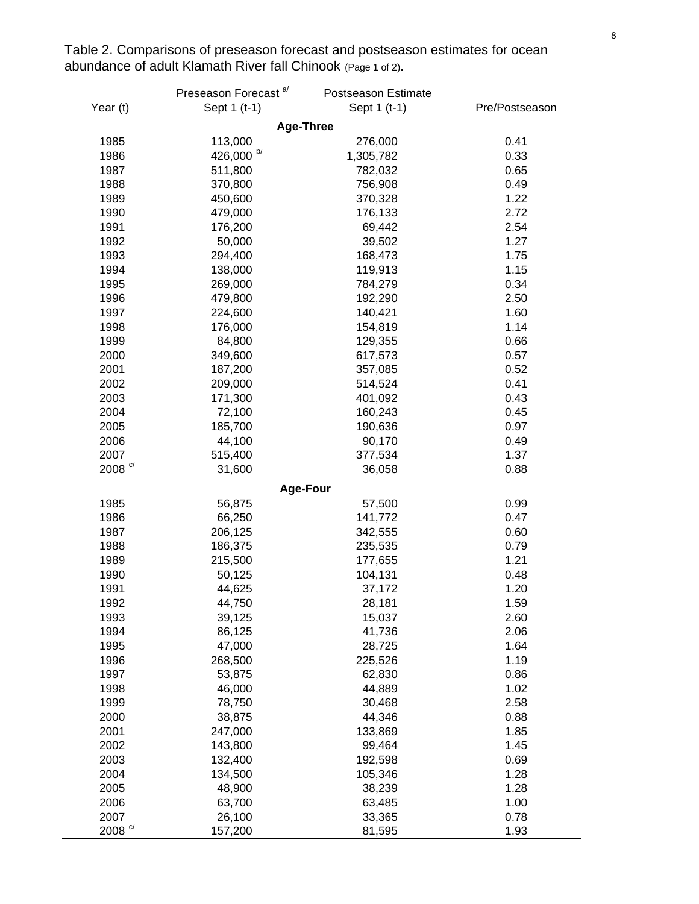Table 2. Comparisons of preseason forecast and postseason estimates for ocean abundance of adult Klamath River fall Chinook (Page 1 of 2).

| Year (t) | Preseason Forecast [a/] Sept 1 (t-1) | Postseason Estimate Sept 1 (t-1) | Pre/Postseason |
|---|---|---|---|
| **Age-Three** | | | |
| 1985 | 113,000 | 276,000 | 0.41 |
| 1986 | 426,000 [b/] | 1,305,782 | 0.33 |
| 1987 | 511,800 | 782,032 | 0.65 |
| 1988 | 370,800 | 756,908 | 0.49 |
| 1989 | 450,600 | 370,328 | 1.22 |
| 1990 | 479,000 | 176,133 | 2.72 |
| 1991 | 176,200 | 69,442 | 2.54 |
| 1992 | 50,000 | 39,502 | 1.27 |
| 1993 | 294,400 | 168,473 | 1.75 |
| 1994 | 138,000 | 119,913 | 1.15 |
| 1995 | 269,000 | 784,279 | 0.34 |
| 1996 | 479,800 | 192,290 | 2.50 |
| 1997 | 224,600 | 140,421 | 1.60 |
| 1998 | 176,000 | 154,819 | 1.14 |
| 1999 | 84,800 | 129,355 | 0.66 |
| 2000 | 349,600 | 617,573 | 0.57 |
| 2001 | 187,200 | 357,085 | 0.52 |
| 2002 | 209,000 | 514,524 | 0.41 |
| 2003 | 171,300 | 401,092 | 0.43 |
| 2004 | 72,100 | 160,243 | 0.45 |
| 2005 | 185,700 | 190,636 | 0.97 |
| 2006 | 44,100 | 90,170 | 0.49 |
| 2007 | 515,400 | 377,534 | 1.37 |
| 2008 [c/] | 31,600 | 36,058 | 0.88 |
| **Age-Four** | | | |
| 1985 | 56,875 | 57,500 | 0.99 |
| 1986 | 66,250 | 141,772 | 0.47 |
| 1987 | 206,125 | 342,555 | 0.60 |
| 1988 | 186,375 | 235,535 | 0.79 |
| 1989 | 215,500 | 177,655 | 1.21 |
| 1990 | 50,125 | 104,131 | 0.48 |
| 1991 | 44,625 | 37,172 | 1.20 |
| 1992 | 44,750 | 28,181 | 1.59 |
| 1993 | 39,125 | 15,037 | 2.60 |
| 1994 | 86,125 | 41,736 | 2.06 |
| 1995 | 47,000 | 28,725 | 1.64 |
| 1996 | 268,500 | 225,526 | 1.19 |
| 1997 | 53,875 | 62,830 | 0.86 |
| 1998 | 46,000 | 44,889 | 1.02 |
| 1999 | 78,750 | 30,468 | 2.58 |
| 2000 | 38,875 | 44,346 | 0.88 |
| 2001 | 247,000 | 133,869 | 1.85 |
| 2002 | 143,800 | 99,464 | 1.45 |
| 2003 | 132,400 | 192,598 | 0.69 |
| 2004 | 134,500 | 105,346 | 1.28 |
| 2005 | 48,900 | 38,239 | 1.28 |
| 2006 | 63,700 | 63,485 | 1.00 |
| 2007 | 26,100 | 33,365 | 0.78 |
| 2008 [c/] | 157,200 | 81,595 | 1.93 |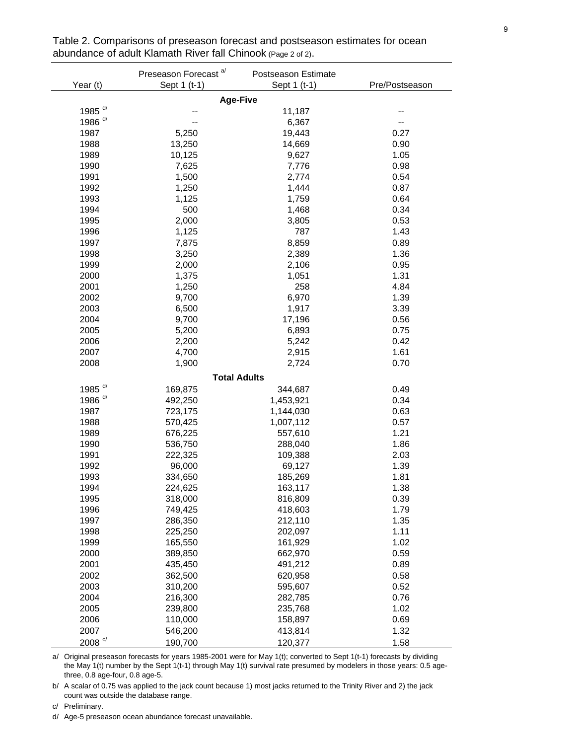Table 2. Comparisons of preseason forecast and postseason estimates for ocean abundance of adult Klamath River fall Chinook (Page 2 of 2).

| Year (t) | Preseason Forecast [a/] Sept 1 (t-1) | Postseason Estimate Sept 1 (t-1) | Pre/Postseason |
|---|---|---|---|
| | **Age-Five** | | |
| 1985 [d/] | -- | 11,187 | -- |
| 1986 [d/] | -- | 6,367 | -- |
| 1987 | 5,250 | 19,443 | 0.27 |
| 1988 | 13,250 | 14,669 | 0.90 |
| 1989 | 10,125 | 9,627 | 1.05 |
| 1990 | 7,625 | 7,776 | 0.98 |
| 1991 | 1,500 | 2,774 | 0.54 |
| 1992 | 1,250 | 1,444 | 0.87 |
| 1993 | 1,125 | 1,759 | 0.64 |
| 1994 | 500 | 1,468 | 0.34 |
| 1995 | 2,000 | 3,805 | 0.53 |
| 1996 | 1,125 | 787 | 1.43 |
| 1997 | 7,875 | 8,859 | 0.89 |
| 1998 | 3,250 | 2,389 | 1.36 |
| 1999 | 2,000 | 2,106 | 0.95 |
| 2000 | 1,375 | 1,051 | 1.31 |
| 2001 | 1,250 | 258 | 4.84 |
| 2002 | 9,700 | 6,970 | 1.39 |
| 2003 | 6,500 | 1,917 | 3.39 |
| 2004 | 9,700 | 17,196 | 0.56 |
| 2005 | 5,200 | 6,893 | 0.75 |
| 2006 | 2,200 | 5,242 | 0.42 |
| 2007 | 4,700 | 2,915 | 1.61 |
| 2008 | 1,900 | 2,724 | 0.70 |
| | **Total Adults** | | |
| 1985 [d/] | 169,875 | 344,687 | 0.49 |
| 1986 [d/] | 492,250 | 1,453,921 | 0.34 |
| 1987 | 723,175 | 1,144,030 | 0.63 |
| 1988 | 570,425 | 1,007,112 | 0.57 |
| 1989 | 676,225 | 557,610 | 1.21 |
| 1990 | 536,750 | 288,040 | 1.86 |
| 1991 | 222,325 | 109,388 | 2.03 |
| 1992 | 96,000 | 69,127 | 1.39 |
| 1993 | 334,650 | 185,269 | 1.81 |
| 1994 | 224,625 | 163,117 | 1.38 |
| 1995 | 318,000 | 816,809 | 0.39 |
| 1996 | 749,425 | 418,603 | 1.79 |
| 1997 | 286,350 | 212,110 | 1.35 |
| 1998 | 225,250 | 202,097 | 1.11 |
| 1999 | 165,550 | 161,929 | 1.02 |
| 2000 | 389,850 | 662,970 | 0.59 |
| 2001 | 435,450 | 491,212 | 0.89 |
| 2002 | 362,500 | 620,958 | 0.58 |
| 2003 | 310,200 | 595,607 | 0.52 |
| 2004 | 216,300 | 282,785 | 0.76 |
| 2005 | 239,800 | 235,768 | 1.02 |
| 2006 | 110,000 | 158,897 | 0.69 |
| 2007 | 546,200 | 413,814 | 1.32 |
| 2008 [c/] | 190,700 | 120,377 | 1.58 |

a/ Original preseason forecasts for years 1985-2001 were for May 1(t); converted to Sept 1(t-1) forecasts by dividing the May 1(t) number by the Sept 1(t-1) through May 1(t) survival rate presumed by modelers in those years: 0.5 age-three, 0.8 age-four, 0.8 age-5.

b/ A scalar of 0.75 was applied to the jack count because 1) most jacks returned to the Trinity River and 2) the jack count was outside the database range.

c/ Preliminary.

d/ Age-5 preseason ocean abundance forecast unavailable.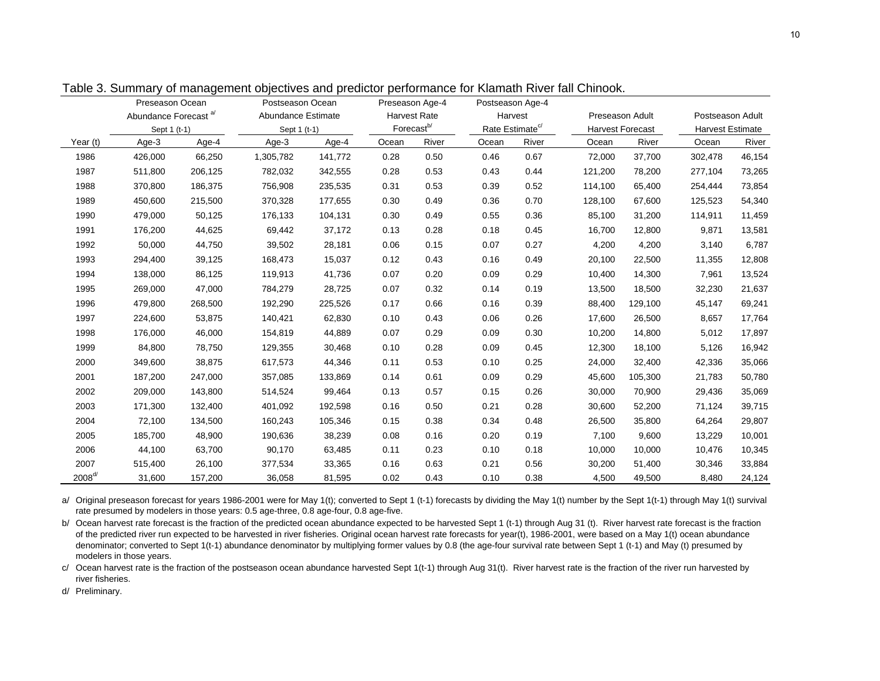Table 3. Summary of management objectives and predictor performance for Klamath River fall Chinook.

| | Preseason Ocean Abundance Forecast [a/] Sept 1 (t-1) | | Postseason Ocean Abundance Estimate Sept 1 (t-1) | | Preseason Age-4 Harvest Rate Forecast[b/] | | Postseason Age-4 Harvest Rate Estimate[c/] | | Preseason Adult Harvest Forecast | | Postseason Adult Harvest Estimate | |
|---|---|---|---|---|---|---|---|---|---|---|---|---|
| Year (t) | Age-3 | Age-4 | Age-3 | Age-4 | Ocean | River | Ocean | River | Ocean | River | Ocean | River |
| 1986 | 426,000 | 66,250 | 1,305,782 | 141,772 | 0.28 | 0.50 | 0.46 | 0.67 | 72,000 | 37,700 | 302,478 | 46,154 |
| 1987 | 511,800 | 206,125 | 782,032 | 342,555 | 0.28 | 0.53 | 0.43 | 0.44 | 121,200 | 78,200 | 277,104 | 73,265 |
| 1988 | 370,800 | 186,375 | 756,908 | 235,535 | 0.31 | 0.53 | 0.39 | 0.52 | 114,100 | 65,400 | 254,444 | 73,854 |
| 1989 | 450,600 | 215,500 | 370,328 | 177,655 | 0.30 | 0.49 | 0.36 | 0.70 | 128,100 | 67,600 | 125,523 | 54,340 |
| 1990 | 479,000 | 50,125 | 176,133 | 104,131 | 0.30 | 0.49 | 0.55 | 0.36 | 85,100 | 31,200 | 114,911 | 11,459 |
| 1991 | 176,200 | 44,625 | 69,442 | 37,172 | 0.13 | 0.28 | 0.18 | 0.45 | 16,700 | 12,800 | 9,871 | 13,581 |
| 1992 | 50,000 | 44,750 | 39,502 | 28,181 | 0.06 | 0.15 | 0.07 | 0.27 | 4,200 | 4,200 | 3,140 | 6,787 |
| 1993 | 294,400 | 39,125 | 168,473 | 15,037 | 0.12 | 0.43 | 0.16 | 0.49 | 20,100 | 22,500 | 11,355 | 12,808 |
| 1994 | 138,000 | 86,125 | 119,913 | 41,736 | 0.07 | 0.20 | 0.09 | 0.29 | 10,400 | 14,300 | 7,961 | 13,524 |
| 1995 | 269,000 | 47,000 | 784,279 | 28,725 | 0.07 | 0.32 | 0.14 | 0.19 | 13,500 | 18,500 | 32,230 | 21,637 |
| 1996 | 479,800 | 268,500 | 192,290 | 225,526 | 0.17 | 0.66 | 0.16 | 0.39 | 88,400 | 129,100 | 45,147 | 69,241 |
| 1997 | 224,600 | 53,875 | 140,421 | 62,830 | 0.10 | 0.43 | 0.06 | 0.26 | 17,600 | 26,500 | 8,657 | 17,764 |
| 1998 | 176,000 | 46,000 | 154,819 | 44,889 | 0.07 | 0.29 | 0.09 | 0.30 | 10,200 | 14,800 | 5,012 | 17,897 |
| 1999 | 84,800 | 78,750 | 129,355 | 30,468 | 0.10 | 0.28 | 0.09 | 0.45 | 12,300 | 18,100 | 5,126 | 16,942 |
| 2000 | 349,600 | 38,875 | 617,573 | 44,346 | 0.11 | 0.53 | 0.10 | 0.25 | 24,000 | 32,400 | 42,336 | 35,066 |
| 2001 | 187,200 | 247,000 | 357,085 | 133,869 | 0.14 | 0.61 | 0.09 | 0.29 | 45,600 | 105,300 | 21,783 | 50,780 |
| 2002 | 209,000 | 143,800 | 514,524 | 99,464 | 0.13 | 0.57 | 0.15 | 0.26 | 30,000 | 70,900 | 29,436 | 35,069 |
| 2003 | 171,300 | 132,400 | 401,092 | 192,598 | 0.16 | 0.50 | 0.21 | 0.28 | 30,600 | 52,200 | 71,124 | 39,715 |
| 2004 | 72,100 | 134,500 | 160,243 | 105,346 | 0.15 | 0.38 | 0.34 | 0.48 | 26,500 | 35,800 | 64,264 | 29,807 |
| 2005 | 185,700 | 48,900 | 190,636 | 38,239 | 0.08 | 0.16 | 0.20 | 0.19 | 7,100 | 9,600 | 13,229 | 10,001 |
| 2006 | 44,100 | 63,700 | 90,170 | 63,485 | 0.11 | 0.23 | 0.10 | 0.18 | 10,000 | 10,000 | 10,476 | 10,345 |
| 2007 | 515,400 | 26,100 | 377,534 | 33,365 | 0.16 | 0.63 | 0.21 | 0.56 | 30,200 | 51,400 | 30,346 | 33,884 |
| 2008[d/] | 31,600 | 157,200 | 36,058 | 81,595 | 0.02 | 0.43 | 0.10 | 0.38 | 4,500 | 49,500 | 8,480 | 24,124 |

a/ Original preseason forecast for years 1986-2001 were for May 1(t); converted to Sept 1 (t-1) forecasts by dividing the May 1(t) number by the Sept 1(t-1) through May 1(t) survival rate presumed by modelers in those years: 0.5 age-three, 0.8 age-four, 0.8 age-five.

b/ Ocean harvest rate forecast is the fraction of the predicted ocean abundance expected to be harvested Sept 1 (t-1) through Aug 31 (t). River harvest rate forecast is the fraction of the predicted river run expected to be harvested in river fisheries. Original ocean harvest rate forecasts for year(t), 1986-2001, were based on a May 1(t) ocean abundance denominator; converted to Sept 1(t-1) abundance denominator by multiplying former values by 0.8 (the age-four survival rate between Sept 1 (t-1) and May (t) presumed by modelers in those years.

c/ Ocean harvest rate is the fraction of the postseason ocean abundance harvested Sept 1(t-1) through Aug 31(t). River harvest rate is the fraction of the river run harvested by river fisheries.

d/ Preliminary.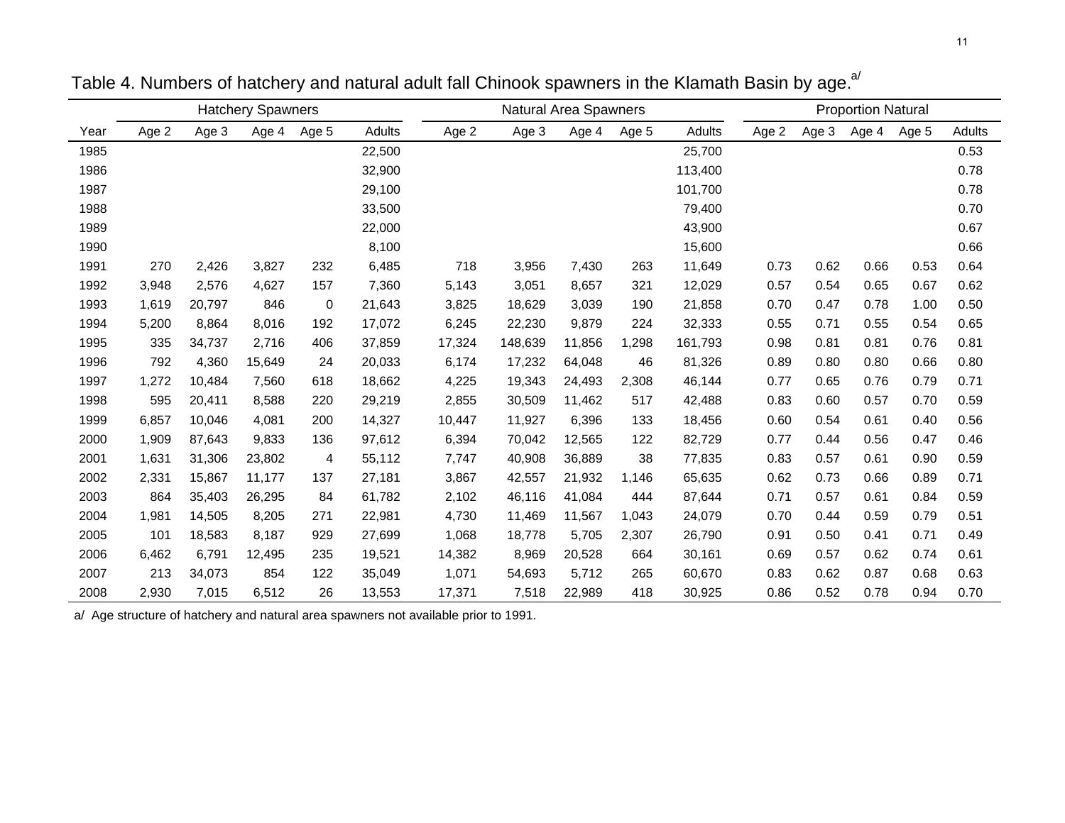Table 4. Numbers of hatchery and natural adult fall Chinook spawners in the Klamath Basin by age.[a/]

| | Hatchery Spawners | | | | | Natural Area Spawners | | | | | Proportion Natural | | | | |
|---|---|---|---|---|---|---|---|---|---|---|---|---|---|---|---|
| Year | Age 2 | Age 3 | Age 4 | Age 5 | Adults | Age 2 | Age 3 | Age 4 | Age 5 | Adults | Age 2 | Age 3 | Age 4 | Age 5 | Adults |
| 1985 | | | | | 22,500 | | | | | 25,700 | | | | | 0.53 |
| 1986 | | | | | 32,900 | | | | | 113,400 | | | | | 0.78 |
| 1987 | | | | | 29,100 | | | | | 101,700 | | | | | 0.78 |
| 1988 | | | | | 33,500 | | | | | 79,400 | | | | | 0.70 |
| 1989 | | | | | 22,000 | | | | | 43,900 | | | | | 0.67 |
| 1990 | | | | | 8,100 | | | | | 15,600 | | | | | 0.66 |
| 1991 | 270 | 2,426 | 3,827 | 232 | 6,485 | 718 | 3,956 | 7,430 | 263 | 11,649 | 0.73 | 0.62 | 0.66 | 0.53 | 0.64 |
| 1992 | 3,948 | 2,576 | 4,627 | 157 | 7,360 | 5,143 | 3,051 | 8,657 | 321 | 12,029 | 0.57 | 0.54 | 0.65 | 0.67 | 0.62 |
| 1993 | 1,619 | 20,797 | 846 | 0 | 21,643 | 3,825 | 18,629 | 3,039 | 190 | 21,858 | 0.70 | 0.47 | 0.78 | 1.00 | 0.50 |
| 1994 | 5,200 | 8,864 | 8,016 | 192 | 17,072 | 6,245 | 22,230 | 9,879 | 224 | 32,333 | 0.55 | 0.71 | 0.55 | 0.54 | 0.65 |
| 1995 | 335 | 34,737 | 2,716 | 406 | 37,859 | 17,324 | 148,639 | 11,856 | 1,298 | 161,793 | 0.98 | 0.81 | 0.81 | 0.76 | 0.81 |
| 1996 | 792 | 4,360 | 15,649 | 24 | 20,033 | 6,174 | 17,232 | 64,048 | 46 | 81,326 | 0.89 | 0.80 | 0.80 | 0.66 | 0.80 |
| 1997 | 1,272 | 10,484 | 7,560 | 618 | 18,662 | 4,225 | 19,343 | 24,493 | 2,308 | 46,144 | 0.77 | 0.65 | 0.76 | 0.79 | 0.71 |
| 1998 | 595 | 20,411 | 8,588 | 220 | 29,219 | 2,855 | 30,509 | 11,462 | 517 | 42,488 | 0.83 | 0.60 | 0.57 | 0.70 | 0.59 |
| 1999 | 6,857 | 10,046 | 4,081 | 200 | 14,327 | 10,447 | 11,927 | 6,396 | 133 | 18,456 | 0.60 | 0.54 | 0.61 | 0.40 | 0.56 |
| 2000 | 1,909 | 87,643 | 9,833 | 136 | 97,612 | 6,394 | 70,042 | 12,565 | 122 | 82,729 | 0.77 | 0.44 | 0.56 | 0.47 | 0.46 |
| 2001 | 1,631 | 31,306 | 23,802 | 4 | 55,112 | 7,747 | 40,908 | 36,889 | 38 | 77,835 | 0.83 | 0.57 | 0.61 | 0.90 | 0.59 |
| 2002 | 2,331 | 15,867 | 11,177 | 137 | 27,181 | 3,867 | 42,557 | 21,932 | 1,146 | 65,635 | 0.62 | 0.73 | 0.66 | 0.89 | 0.71 |
| 2003 | 864 | 35,403 | 26,295 | 84 | 61,782 | 2,102 | 46,116 | 41,084 | 444 | 87,644 | 0.71 | 0.57 | 0.61 | 0.84 | 0.59 |
| 2004 | 1,981 | 14,505 | 8,205 | 271 | 22,981 | 4,730 | 11,469 | 11,567 | 1,043 | 24,079 | 0.70 | 0.44 | 0.59 | 0.79 | 0.51 |
| 2005 | 101 | 18,583 | 8,187 | 929 | 27,699 | 1,068 | 18,778 | 5,705 | 2,307 | 26,790 | 0.91 | 0.50 | 0.41 | 0.71 | 0.49 |
| 2006 | 6,462 | 6,791 | 12,495 | 235 | 19,521 | 14,382 | 8,969 | 20,528 | 664 | 30,161 | 0.69 | 0.57 | 0.62 | 0.74 | 0.61 |
| 2007 | 213 | 34,073 | 854 | 122 | 35,049 | 1,071 | 54,693 | 5,712 | 265 | 60,670 | 0.83 | 0.62 | 0.87 | 0.68 | 0.63 |
| 2008 | 2,930 | 7,015 | 6,512 | 26 | 13,553 | 17,371 | 7,518 | 22,989 | 418 | 30,925 | 0.86 | 0.52 | 0.78 | 0.94 | 0.70 |

a/ Age structure of hatchery and natural area spawners not available prior to 1991.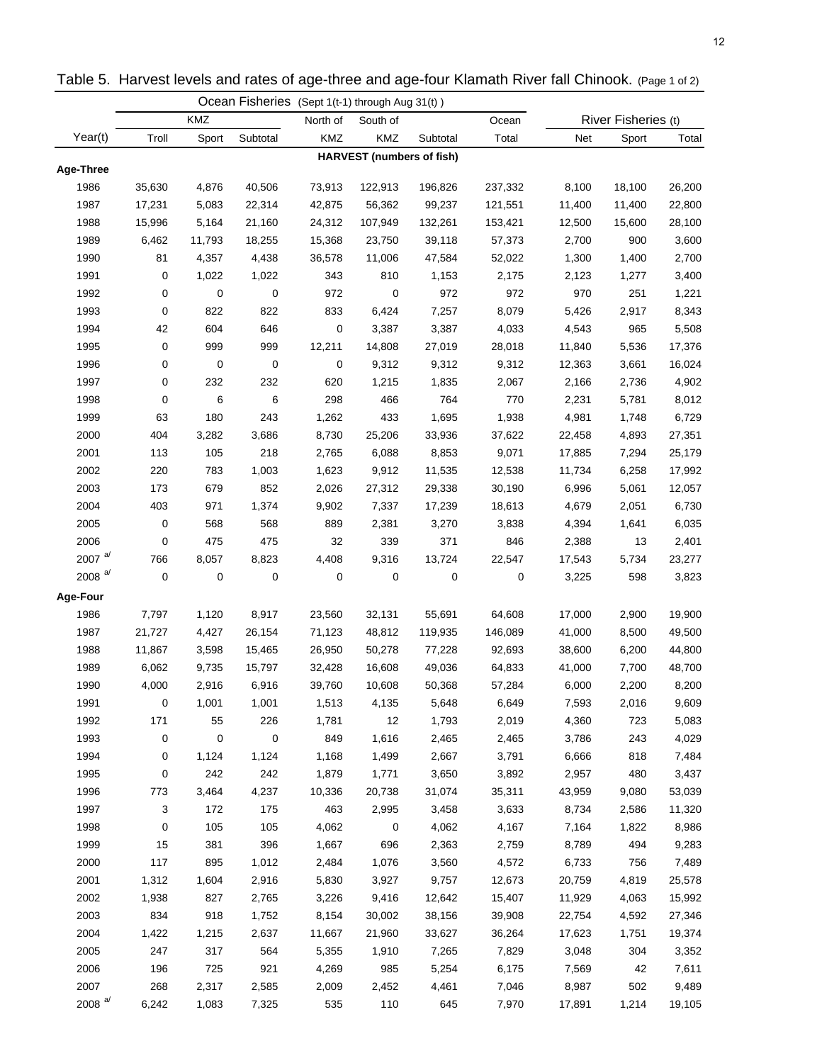Table 5. Harvest levels and rates of age-three and age-four Klamath River fall Chinook. (Page 1 of 2)

| | Ocean Fisheries (Sept 1(t-1) through Aug 31(t) ) | | | | | | | River Fisheries (t) | | |
|---|---|---|---|---|---|---|---|---|---|---|
| | KMZ | | | North of | South of | | Ocean | | | |
| Year(t) | Troll | Sport | Subtotal | KMZ | KMZ | Subtotal | Total | Net | Sport | Total |
| | | | | HARVEST (numbers of fish) | | | | | | |
| **Age-Three** | | | | | | | | | | |
| 1986 | 35,630 | 4,876 | 40,506 | 73,913 | 122,913 | 196,826 | 237,332 | 8,100 | 18,100 | 26,200 |
| 1987 | 17,231 | 5,083 | 22,314 | 42,875 | 56,362 | 99,237 | 121,551 | 11,400 | 11,400 | 22,800 |
| 1988 | 15,996 | 5,164 | 21,160 | 24,312 | 107,949 | 132,261 | 153,421 | 12,500 | 15,600 | 28,100 |
| 1989 | 6,462 | 11,793 | 18,255 | 15,368 | 23,750 | 39,118 | 57,373 | 2,700 | 900 | 3,600 |
| 1990 | 81 | 4,357 | 4,438 | 36,578 | 11,006 | 47,584 | 52,022 | 1,300 | 1,400 | 2,700 |
| 1991 | 0 | 1,022 | 1,022 | 343 | 810 | 1,153 | 2,175 | 2,123 | 1,277 | 3,400 |
| 1992 | 0 | 0 | 0 | 972 | 0 | 972 | 972 | 970 | 251 | 1,221 |
| 1993 | 0 | 822 | 822 | 833 | 6,424 | 7,257 | 8,079 | 5,426 | 2,917 | 8,343 |
| 1994 | 42 | 604 | 646 | 0 | 3,387 | 3,387 | 4,033 | 4,543 | 965 | 5,508 |
| 1995 | 0 | 999 | 999 | 12,211 | 14,808 | 27,019 | 28,018 | 11,840 | 5,536 | 17,376 |
| 1996 | 0 | 0 | 0 | 0 | 9,312 | 9,312 | 9,312 | 12,363 | 3,661 | 16,024 |
| 1997 | 0 | 232 | 232 | 620 | 1,215 | 1,835 | 2,067 | 2,166 | 2,736 | 4,902 |
| 1998 | 0 | 6 | 6 | 298 | 466 | 764 | 770 | 2,231 | 5,781 | 8,012 |
| 1999 | 63 | 180 | 243 | 1,262 | 433 | 1,695 | 1,938 | 4,981 | 1,748 | 6,729 |
| 2000 | 404 | 3,282 | 3,686 | 8,730 | 25,206 | 33,936 | 37,622 | 22,458 | 4,893 | 27,351 |
| 2001 | 113 | 105 | 218 | 2,765 | 6,088 | 8,853 | 9,071 | 17,885 | 7,294 | 25,179 |
| 2002 | 220 | 783 | 1,003 | 1,623 | 9,912 | 11,535 | 12,538 | 11,734 | 6,258 | 17,992 |
| 2003 | 173 | 679 | 852 | 2,026 | 27,312 | 29,338 | 30,190 | 6,996 | 5,061 | 12,057 |
| 2004 | 403 | 971 | 1,374 | 9,902 | 7,337 | 17,239 | 18,613 | 4,679 | 2,051 | 6,730 |
| 2005 | 0 | 568 | 568 | 889 | 2,381 | 3,270 | 3,838 | 4,394 | 1,641 | 6,035 |
| 2006 | 0 | 475 | 475 | 32 | 339 | 371 | 846 | 2,388 | 13 | 2,401 |
| 2007 [a/] | 766 | 8,057 | 8,823 | 4,408 | 9,316 | 13,724 | 22,547 | 17,543 | 5,734 | 23,277 |
| 2008 [a/] | 0 | 0 | 0 | 0 | 0 | 0 | 0 | 3,225 | 598 | 3,823 |
| **Age-Four** | | | | | | | | | | |
| 1986 | 7,797 | 1,120 | 8,917 | 23,560 | 32,131 | 55,691 | 64,608 | 17,000 | 2,900 | 19,900 |
| 1987 | 21,727 | 4,427 | 26,154 | 71,123 | 48,812 | 119,935 | 146,089 | 41,000 | 8,500 | 49,500 |
| 1988 | 11,867 | 3,598 | 15,465 | 26,950 | 50,278 | 77,228 | 92,693 | 38,600 | 6,200 | 44,800 |
| 1989 | 6,062 | 9,735 | 15,797 | 32,428 | 16,608 | 49,036 | 64,833 | 41,000 | 7,700 | 48,700 |
| 1990 | 4,000 | 2,916 | 6,916 | 39,760 | 10,608 | 50,368 | 57,284 | 6,000 | 2,200 | 8,200 |
| 1991 | 0 | 1,001 | 1,001 | 1,513 | 4,135 | 5,648 | 6,649 | 7,593 | 2,016 | 9,609 |
| 1992 | 171 | 55 | 226 | 1,781 | 12 | 1,793 | 2,019 | 4,360 | 723 | 5,083 |
| 1993 | 0 | 0 | 0 | 849 | 1,616 | 2,465 | 2,465 | 3,786 | 243 | 4,029 |
| 1994 | 0 | 1,124 | 1,124 | 1,168 | 1,499 | 2,667 | 3,791 | 6,666 | 818 | 7,484 |
| 1995 | 0 | 242 | 242 | 1,879 | 1,771 | 3,650 | 3,892 | 2,957 | 480 | 3,437 |
| 1996 | 773 | 3,464 | 4,237 | 10,336 | 20,738 | 31,074 | 35,311 | 43,959 | 9,080 | 53,039 |
| 1997 | 3 | 172 | 175 | 463 | 2,995 | 3,458 | 3,633 | 8,734 | 2,586 | 11,320 |
| 1998 | 0 | 105 | 105 | 4,062 | 0 | 4,062 | 4,167 | 7,164 | 1,822 | 8,986 |
| 1999 | 15 | 381 | 396 | 1,667 | 696 | 2,363 | 2,759 | 8,789 | 494 | 9,283 |
| 2000 | 117 | 895 | 1,012 | 2,484 | 1,076 | 3,560 | 4,572 | 6,733 | 756 | 7,489 |
| 2001 | 1,312 | 1,604 | 2,916 | 5,830 | 3,927 | 9,757 | 12,673 | 20,759 | 4,819 | 25,578 |
| 2002 | 1,938 | 827 | 2,765 | 3,226 | 9,416 | 12,642 | 15,407 | 11,929 | 4,063 | 15,992 |
| 2003 | 834 | 918 | 1,752 | 8,154 | 30,002 | 38,156 | 39,908 | 22,754 | 4,592 | 27,346 |
| 2004 | 1,422 | 1,215 | 2,637 | 11,667 | 21,960 | 33,627 | 36,264 | 17,623 | 1,751 | 19,374 |
| 2005 | 247 | 317 | 564 | 5,355 | 1,910 | 7,265 | 7,829 | 3,048 | 304 | 3,352 |
| 2006 | 196 | 725 | 921 | 4,269 | 985 | 5,254 | 6,175 | 7,569 | 42 | 7,611 |
| 2007 | 268 | 2,317 | 2,585 | 2,009 | 2,452 | 4,461 | 7,046 | 8,987 | 502 | 9,489 |
| 2008 [a/] | 6,242 | 1,083 | 7,325 | 535 | 110 | 645 | 7,970 | 17,891 | 1,214 | 19,105 |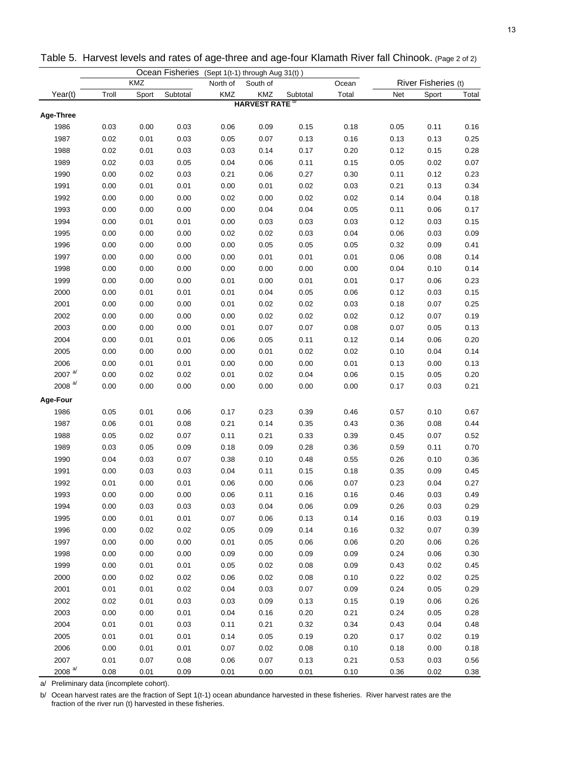Table 5. Harvest levels and rates of age-three and age-four Klamath River fall Chinook. (Page 2 of 2)

| | Ocean Fisheries (Sept 1(t-1) through Aug 31(t)) | | | | | | | River Fisheries (t) | | |
|---|---|---|---|---|---|---|---|---|---|---|
| | KMZ | | | North of | South of | | Ocean | | | |
| Year(t) | Troll | Sport | Subtotal | KMZ | KMZ | Subtotal | Total | Net | Sport | Total |
| | | | | | HARVEST RATE [b/] | | | | | |
| **Age-Three** | | | | | | | | | | |
| 1986 | 0.03 | 0.00 | 0.03 | 0.06 | 0.09 | 0.15 | 0.18 | 0.05 | 0.11 | 0.16 |
| 1987 | 0.02 | 0.01 | 0.03 | 0.05 | 0.07 | 0.13 | 0.16 | 0.13 | 0.13 | 0.25 |
| 1988 | 0.02 | 0.01 | 0.03 | 0.03 | 0.14 | 0.17 | 0.20 | 0.12 | 0.15 | 0.28 |
| 1989 | 0.02 | 0.03 | 0.05 | 0.04 | 0.06 | 0.11 | 0.15 | 0.05 | 0.02 | 0.07 |
| 1990 | 0.00 | 0.02 | 0.03 | 0.21 | 0.06 | 0.27 | 0.30 | 0.11 | 0.12 | 0.23 |
| 1991 | 0.00 | 0.01 | 0.01 | 0.00 | 0.01 | 0.02 | 0.03 | 0.21 | 0.13 | 0.34 |
| 1992 | 0.00 | 0.00 | 0.00 | 0.02 | 0.00 | 0.02 | 0.02 | 0.14 | 0.04 | 0.18 |
| 1993 | 0.00 | 0.00 | 0.00 | 0.00 | 0.04 | 0.04 | 0.05 | 0.11 | 0.06 | 0.17 |
| 1994 | 0.00 | 0.01 | 0.01 | 0.00 | 0.03 | 0.03 | 0.03 | 0.12 | 0.03 | 0.15 |
| 1995 | 0.00 | 0.00 | 0.00 | 0.02 | 0.02 | 0.03 | 0.04 | 0.06 | 0.03 | 0.09 |
| 1996 | 0.00 | 0.00 | 0.00 | 0.00 | 0.05 | 0.05 | 0.05 | 0.32 | 0.09 | 0.41 |
| 1997 | 0.00 | 0.00 | 0.00 | 0.00 | 0.01 | 0.01 | 0.01 | 0.06 | 0.08 | 0.14 |
| 1998 | 0.00 | 0.00 | 0.00 | 0.00 | 0.00 | 0.00 | 0.00 | 0.04 | 0.10 | 0.14 |
| 1999 | 0.00 | 0.00 | 0.00 | 0.01 | 0.00 | 0.01 | 0.01 | 0.17 | 0.06 | 0.23 |
| 2000 | 0.00 | 0.01 | 0.01 | 0.01 | 0.04 | 0.05 | 0.06 | 0.12 | 0.03 | 0.15 |
| 2001 | 0.00 | 0.00 | 0.00 | 0.01 | 0.02 | 0.02 | 0.03 | 0.18 | 0.07 | 0.25 |
| 2002 | 0.00 | 0.00 | 0.00 | 0.00 | 0.02 | 0.02 | 0.02 | 0.12 | 0.07 | 0.19 |
| 2003 | 0.00 | 0.00 | 0.00 | 0.01 | 0.07 | 0.07 | 0.08 | 0.07 | 0.05 | 0.13 |
| 2004 | 0.00 | 0.01 | 0.01 | 0.06 | 0.05 | 0.11 | 0.12 | 0.14 | 0.06 | 0.20 |
| 2005 | 0.00 | 0.00 | 0.00 | 0.00 | 0.01 | 0.02 | 0.02 | 0.10 | 0.04 | 0.14 |
| 2006 | 0.00 | 0.01 | 0.01 | 0.00 | 0.00 | 0.00 | 0.01 | 0.13 | 0.00 | 0.13 |
| 2007 [a/] | 0.00 | 0.02 | 0.02 | 0.01 | 0.02 | 0.04 | 0.06 | 0.15 | 0.05 | 0.20 |
| 2008 [a/] | 0.00 | 0.00 | 0.00 | 0.00 | 0.00 | 0.00 | 0.00 | 0.17 | 0.03 | 0.21 |
| **Age-Four** | | | | | | | | | | |
| 1986 | 0.05 | 0.01 | 0.06 | 0.17 | 0.23 | 0.39 | 0.46 | 0.57 | 0.10 | 0.67 |
| 1987 | 0.06 | 0.01 | 0.08 | 0.21 | 0.14 | 0.35 | 0.43 | 0.36 | 0.08 | 0.44 |
| 1988 | 0.05 | 0.02 | 0.07 | 0.11 | 0.21 | 0.33 | 0.39 | 0.45 | 0.07 | 0.52 |
| 1989 | 0.03 | 0.05 | 0.09 | 0.18 | 0.09 | 0.28 | 0.36 | 0.59 | 0.11 | 0.70 |
| 1990 | 0.04 | 0.03 | 0.07 | 0.38 | 0.10 | 0.48 | 0.55 | 0.26 | 0.10 | 0.36 |
| 1991 | 0.00 | 0.03 | 0.03 | 0.04 | 0.11 | 0.15 | 0.18 | 0.35 | 0.09 | 0.45 |
| 1992 | 0.01 | 0.00 | 0.01 | 0.06 | 0.00 | 0.06 | 0.07 | 0.23 | 0.04 | 0.27 |
| 1993 | 0.00 | 0.00 | 0.00 | 0.06 | 0.11 | 0.16 | 0.16 | 0.46 | 0.03 | 0.49 |
| 1994 | 0.00 | 0.03 | 0.03 | 0.03 | 0.04 | 0.06 | 0.09 | 0.26 | 0.03 | 0.29 |
| 1995 | 0.00 | 0.01 | 0.01 | 0.07 | 0.06 | 0.13 | 0.14 | 0.16 | 0.03 | 0.19 |
| 1996 | 0.00 | 0.02 | 0.02 | 0.05 | 0.09 | 0.14 | 0.16 | 0.32 | 0.07 | 0.39 |
| 1997 | 0.00 | 0.00 | 0.00 | 0.01 | 0.05 | 0.06 | 0.06 | 0.20 | 0.06 | 0.26 |
| 1998 | 0.00 | 0.00 | 0.00 | 0.09 | 0.00 | 0.09 | 0.09 | 0.24 | 0.06 | 0.30 |
| 1999 | 0.00 | 0.01 | 0.01 | 0.05 | 0.02 | 0.08 | 0.09 | 0.43 | 0.02 | 0.45 |
| 2000 | 0.00 | 0.02 | 0.02 | 0.06 | 0.02 | 0.08 | 0.10 | 0.22 | 0.02 | 0.25 |
| 2001 | 0.01 | 0.01 | 0.02 | 0.04 | 0.03 | 0.07 | 0.09 | 0.24 | 0.05 | 0.29 |
| 2002 | 0.02 | 0.01 | 0.03 | 0.03 | 0.09 | 0.13 | 0.15 | 0.19 | 0.06 | 0.26 |
| 2003 | 0.00 | 0.00 | 0.01 | 0.04 | 0.16 | 0.20 | 0.21 | 0.24 | 0.05 | 0.28 |
| 2004 | 0.01 | 0.01 | 0.03 | 0.11 | 0.21 | 0.32 | 0.34 | 0.43 | 0.04 | 0.48 |
| 2005 | 0.01 | 0.01 | 0.01 | 0.14 | 0.05 | 0.19 | 0.20 | 0.17 | 0.02 | 0.19 |
| 2006 | 0.00 | 0.01 | 0.01 | 0.07 | 0.02 | 0.08 | 0.10 | 0.18 | 0.00 | 0.18 |
| 2007 | 0.01 | 0.07 | 0.08 | 0.06 | 0.07 | 0.13 | 0.21 | 0.53 | 0.03 | 0.56 |
| 2008 [a/] | 0.08 | 0.01 | 0.09 | 0.01 | 0.00 | 0.01 | 0.10 | 0.36 | 0.02 | 0.38 |

a/ Preliminary data (incomplete cohort).

b/ Ocean harvest rates are the fraction of Sept 1(t-1) ocean abundance harvested in these fisheries. River harvest rates are the fraction of the river run (t) harvested in these fisheries.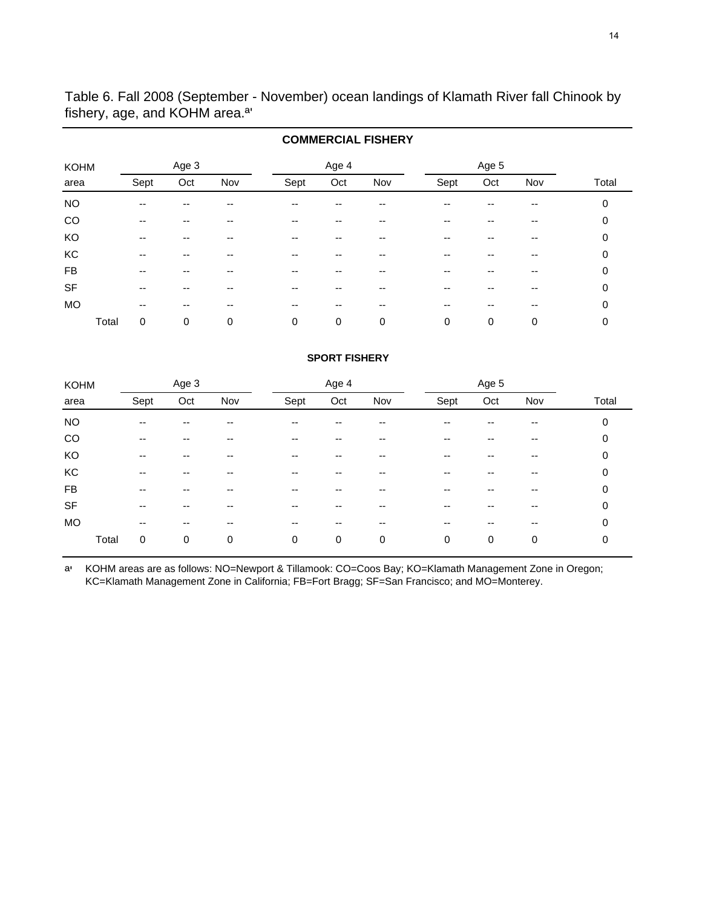Table 6. Fall 2008 (September - November) ocean landings of Klamath River fall Chinook by fishery, age, and KOHM area.[a]

**COMMERCIAL FISHERY**

| KOHM | Age 3 | | | Age 4 | | | Age 5 | | | |
|---|---|---|---|---|---|---|---|---|---|---|
| area | Sept | Oct | Nov | Sept | Oct | Nov | Sept | Oct | Nov | Total |
| NO | -- | -- | -- | -- | -- | -- | -- | -- | -- | 0 |
| CO | -- | -- | -- | -- | -- | -- | -- | -- | -- | 0 |
| KO | -- | -- | -- | -- | -- | -- | -- | -- | -- | 0 |
| KC | -- | -- | -- | -- | -- | -- | -- | -- | -- | 0 |
| FB | -- | -- | -- | -- | -- | -- | -- | -- | -- | 0 |
| SF | -- | -- | -- | -- | -- | -- | -- | -- | -- | 0 |
| MO | -- | -- | -- | -- | -- | -- | -- | -- | -- | 0 |
| Total | 0 | 0 | 0 | 0 | 0 | 0 | 0 | 0 | 0 | 0 |

**SPORT FISHERY**

| KOHM | Age 3 | | | Age 4 | | | Age 5 | | | |
|---|---|---|---|---|---|---|---|---|---|---|
| area | Sept | Oct | Nov | Sept | Oct | Nov | Sept | Oct | Nov | Total |
| NO | -- | -- | -- | -- | -- | -- | -- | -- | -- | 0 |
| CO | -- | -- | -- | -- | -- | -- | -- | -- | -- | 0 |
| KO | -- | -- | -- | -- | -- | -- | -- | -- | -- | 0 |
| KC | -- | -- | -- | -- | -- | -- | -- | -- | -- | 0 |
| FB | -- | -- | -- | -- | -- | -- | -- | -- | -- | 0 |
| SF | -- | -- | -- | -- | -- | -- | -- | -- | -- | 0 |
| MO | -- | -- | -- | -- | -- | -- | -- | -- | -- | 0 |
| Total | 0 | 0 | 0 | 0 | 0 | 0 | 0 | 0 | 0 | 0 |

[a] KOHM areas are as follows: NO=Newport & Tillamook: CO=Coos Bay; KO=Klamath Management Zone in Oregon; KC=Klamath Management Zone in California; FB=Fort Bragg; SF=San Francisco; and MO=Monterey.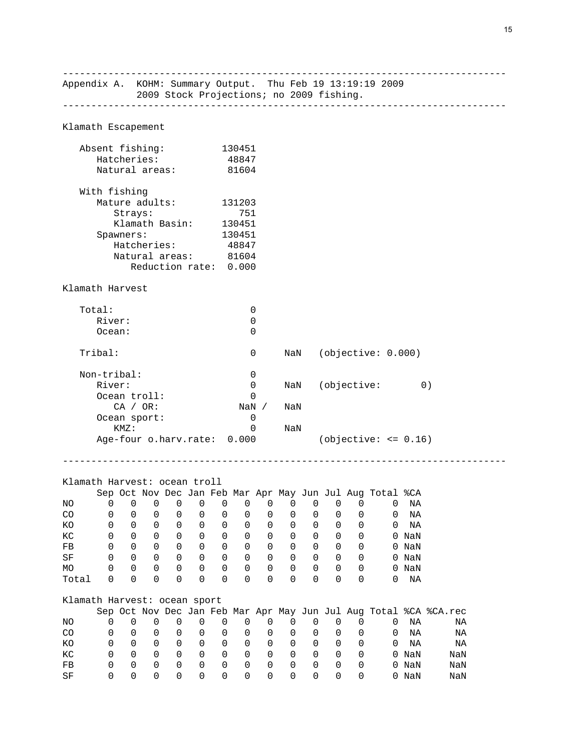```
---------------------------------------------------------------------------
Appendix A.  KOHM: Summary Output.  Thu Feb 19 13:19:19 2009
             2009 Stock Projections; no 2009 fishing.
---------------------------------------------------------------------------

Klamath Escapement

   Absent fishing:          130451
      Hatcheries:            48847
      Natural areas:         81604

   With fishing
      Mature adults:        131203
         Strays:               751
         Klamath Basin:     130451
      Spawners:             130451
         Hatcheries:         48847
         Natural areas:      81604
            Reduction rate:  0.000

Klamath Harvest

   Total:                        0
      River:                     0
      Ocean:                     0

   Tribal:                       0     NaN   (objective: 0.000)

   Non-tribal:                   0
      River:                     0     NaN   (objective:       0)
      Ocean troll:               0
         CA / OR:              NaN /   NaN
      Ocean sport:               0
         KMZ:                    0     NaN
      Age-four o.harv.rate:  0.000           (objective: <= 0.16)

---------------------------------------------------------------------------

Klamath Harvest: ocean troll
      Sep Oct Nov Dec Jan Feb Mar Apr May Jun Jul Aug Total %CA
NO      0   0   0   0   0   0   0   0   0   0   0   0     0  NA
CO      0   0   0   0   0   0   0   0   0   0   0   0     0  NA
KO      0   0   0   0   0   0   0   0   0   0   0   0     0  NA
KC      0   0   0   0   0   0   0   0   0   0   0   0     0 NaN
FB      0   0   0   0   0   0   0   0   0   0   0   0     0 NaN
SF      0   0   0   0   0   0   0   0   0   0   0   0     0 NaN
MO      0   0   0   0   0   0   0   0   0   0   0   0     0 NaN
Total   0   0   0   0   0   0   0   0   0   0   0   0     0  NA

Klamath Harvest: ocean sport
      Sep Oct Nov Dec Jan Feb Mar Apr May Jun Jul Aug Total %CA %CA.rec
NO      0   0   0   0   0   0   0   0   0   0   0   0     0  NA      NA
CO      0   0   0   0   0   0   0   0   0   0   0   0     0  NA      NA
KO      0   0   0   0   0   0   0   0   0   0   0   0     0  NA      NA
KC      0   0   0   0   0   0   0   0   0   0   0   0     0 NaN     NaN
FB      0   0   0   0   0   0   0   0   0   0   0   0     0 NaN     NaN
SF      0   0   0   0   0   0   0   0   0   0   0   0     0 NaN     NaN
```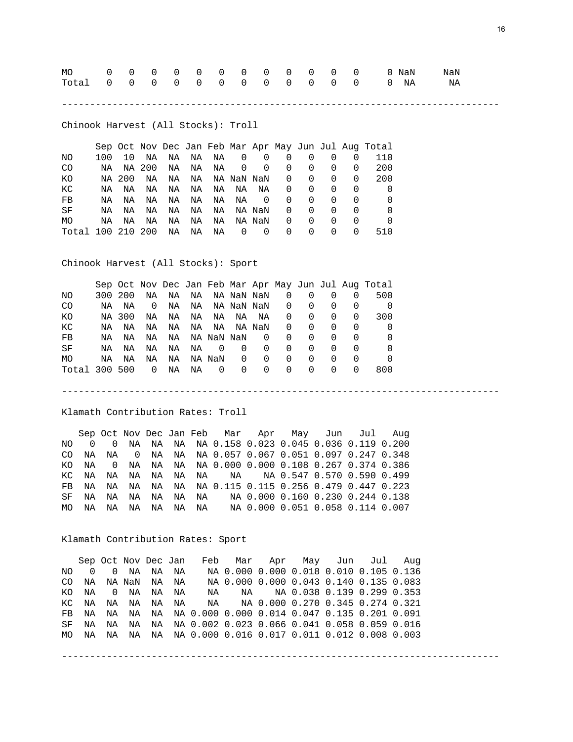| | | | | | | | | | | | | | | |
|---|---|---|---|---|---|---|---|---|---|---|---|---|---|---|
| MO | 0 | 0 | 0 | 0 | 0 | 0 | 0 | 0 | 0 | 0 | 0 | 0 | 0 | NaN | NaN |
| Total | 0 | 0 | 0 | 0 | 0 | 0 | 0 | 0 | 0 | 0 | 0 | 0 | 0 | NA | NA |

---

Chinook Harvest (All Stocks): Troll

| | Sep | Oct | Nov | Dec | Jan | Feb | Mar | Apr | May | Jun | Jul | Aug | Total |
|---|---|---|---|---|---|---|---|---|---|---|---|---|---|
| NO | 100 | 10 | NA | NA | NA | NA | 0 | 0 | 0 | 0 | 0 | 0 | 110 |
| CO | NA | NA | 200 | NA | NA | NA | 0 | 0 | 0 | 0 | 0 | 0 | 200 |
| KO | NA | 200 | NA | NA | NA | NA | NaN | NaN | 0 | 0 | 0 | 0 | 200 |
| KC | NA | NA | NA | NA | NA | NA | NA | NA | 0 | 0 | 0 | 0 | 0 |
| FB | NA | NA | NA | NA | NA | NA | NA | 0 | 0 | 0 | 0 | 0 | 0 |
| SF | NA | NA | NA | NA | NA | NA | NA | NaN | 0 | 0 | 0 | 0 | 0 |
| MO | NA | NA | NA | NA | NA | NA | NA | NaN | 0 | 0 | 0 | 0 | 0 |
| Total | 100 | 210 | 200 | NA | NA | NA | 0 | 0 | 0 | 0 | 0 | 0 | 510 |

Chinook Harvest (All Stocks): Sport

| | Sep | Oct | Nov | Dec | Jan | Feb | Mar | Apr | May | Jun | Jul | Aug | Total |
|---|---|---|---|---|---|---|---|---|---|---|---|---|---|
| NO | 300 | 200 | NA | NA | NA | NA | NaN | NaN | 0 | 0 | 0 | 0 | 500 |
| CO | NA | NA | 0 | NA | NA | NA | NaN | NaN | 0 | 0 | 0 | 0 | 0 |
| KO | NA | 300 | NA | NA | NA | NA | NA | NA | 0 | 0 | 0 | 0 | 300 |
| KC | NA | NA | NA | NA | NA | NA | NA | NaN | 0 | 0 | 0 | 0 | 0 |
| FB | NA | NA | NA | NA | NA | NaN | NaN | 0 | 0 | 0 | 0 | 0 | 0 |
| SF | NA | NA | NA | NA | NA | 0 | 0 | 0 | 0 | 0 | 0 | 0 | 0 |
| MO | NA | NA | NA | NA | NA | NaN | 0 | 0 | 0 | 0 | 0 | 0 | 0 |
| Total | 300 | 500 | 0 | NA | NA | 0 | 0 | 0 | 0 | 0 | 0 | 0 | 800 |

---

Klamath Contribution Rates: Troll

| | Sep | Oct | Nov | Dec | Jan | Feb | Mar | Apr | May | Jun | Jul | Aug |
|---|---|---|---|---|---|---|---|---|---|---|---|---|
| NO | 0 | 0 | NA | NA | NA | NA | 0.158 | 0.023 | 0.045 | 0.036 | 0.119 | 0.200 |
| CO | NA | NA | 0 | NA | NA | NA | 0.057 | 0.067 | 0.051 | 0.097 | 0.247 | 0.348 |
| KO | NA | 0 | NA | NA | NA | NA | 0.000 | 0.000 | 0.108 | 0.267 | 0.374 | 0.386 |
| KC | NA | NA | NA | NA | NA | NA | NA | | 0.547 | 0.570 | 0.590 | 0.499 |
| FB | NA | NA | NA | NA | NA | NA | 0.115 | 0.115 | 0.256 | 0.479 | 0.447 | 0.223 |
| SF | NA | NA | NA | NA | NA | NA | NA | 0.000 | 0.160 | 0.230 | 0.244 | 0.138 |
| MO | NA | NA | NA | NA | NA | NA | NA | 0.000 | 0.051 | 0.058 | 0.114 | 0.007 |

Klamath Contribution Rates: Sport

| | Sep | Oct | Nov | Dec | Jan | Feb | Mar | Apr | May | Jun | Jul | Aug |
|---|---|---|---|---|---|---|---|---|---|---|---|---|
| NO | 0 | 0 | NA | NA | NA | NA | 0.000 | 0.000 | 0.018 | 0.010 | 0.105 | 0.136 |
| CO | NA | NA | NaN | NA | NA | NA | 0.000 | 0.000 | 0.043 | 0.140 | 0.135 | 0.083 |
| KO | NA | 0 | NA | NA | NA | NA | NA | NA | 0.038 | 0.139 | 0.299 | 0.353 |
| KC | NA | NA | NA | NA | NA | NA | NA | 0.000 | 0.270 | 0.345 | 0.274 | 0.321 |
| FB | NA | NA | NA | NA | NA | | 0.000 | 0.000 | 0.047 | 0.135 | 0.201 | 0.091 |
| SF | NA | NA | NA | NA | NA | 0.002 | 0.023 | 0.066 | 0.041 | 0.058 | 0.059 | 0.016 |
| MO | NA | NA | NA | NA | NA | 0.000 | 0.016 | 0.017 | 0.011 | 0.012 | 0.008 | 0.003 |

---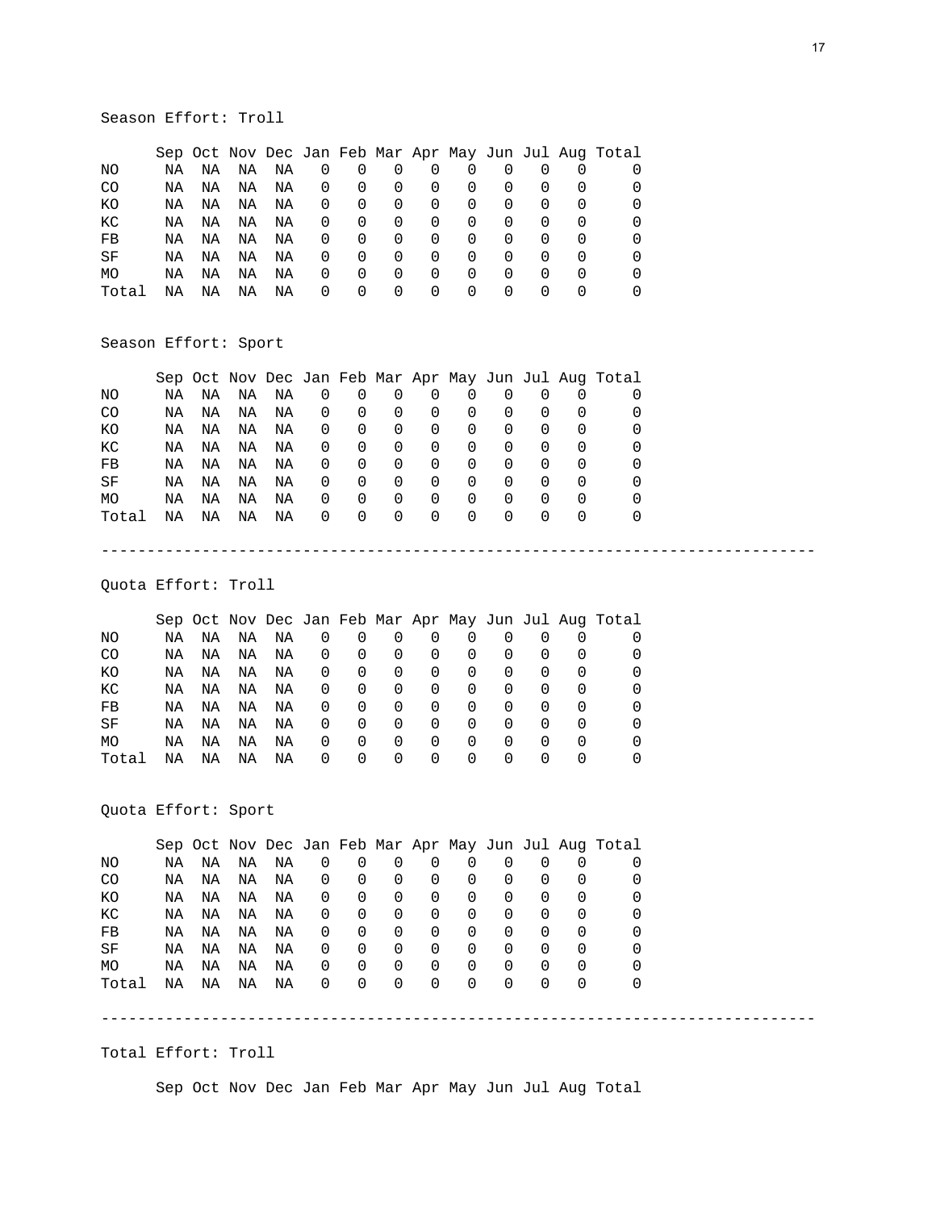Season Effort: Troll

| | Sep | Oct | Nov | Dec | Jan | Feb | Mar | Apr | May | Jun | Jul | Aug | Total |
|---|---|---|---|---|---|---|---|---|---|---|---|---|---|
| NO | NA | NA | NA | NA | 0 | 0 | 0 | 0 | 0 | 0 | 0 | 0 | 0 |
| CO | NA | NA | NA | NA | 0 | 0 | 0 | 0 | 0 | 0 | 0 | 0 | 0 |
| KO | NA | NA | NA | NA | 0 | 0 | 0 | 0 | 0 | 0 | 0 | 0 | 0 |
| KC | NA | NA | NA | NA | 0 | 0 | 0 | 0 | 0 | 0 | 0 | 0 | 0 |
| FB | NA | NA | NA | NA | 0 | 0 | 0 | 0 | 0 | 0 | 0 | 0 | 0 |
| SF | NA | NA | NA | NA | 0 | 0 | 0 | 0 | 0 | 0 | 0 | 0 | 0 |
| MO | NA | NA | NA | NA | 0 | 0 | 0 | 0 | 0 | 0 | 0 | 0 | 0 |
| Total | NA | NA | NA | NA | 0 | 0 | 0 | 0 | 0 | 0 | 0 | 0 | 0 |

Season Effort: Sport

| | Sep | Oct | Nov | Dec | Jan | Feb | Mar | Apr | May | Jun | Jul | Aug | Total |
|---|---|---|---|---|---|---|---|---|---|---|---|---|---|
| NO | NA | NA | NA | NA | 0 | 0 | 0 | 0 | 0 | 0 | 0 | 0 | 0 |
| CO | NA | NA | NA | NA | 0 | 0 | 0 | 0 | 0 | 0 | 0 | 0 | 0 |
| KO | NA | NA | NA | NA | 0 | 0 | 0 | 0 | 0 | 0 | 0 | 0 | 0 |
| KC | NA | NA | NA | NA | 0 | 0 | 0 | 0 | 0 | 0 | 0 | 0 | 0 |
| FB | NA | NA | NA | NA | 0 | 0 | 0 | 0 | 0 | 0 | 0 | 0 | 0 |
| SF | NA | NA | NA | NA | 0 | 0 | 0 | 0 | 0 | 0 | 0 | 0 | 0 |
| MO | NA | NA | NA | NA | 0 | 0 | 0 | 0 | 0 | 0 | 0 | 0 | 0 |
| Total | NA | NA | NA | NA | 0 | 0 | 0 | 0 | 0 | 0 | 0 | 0 | 0 |

---

Quota Effort: Troll

| | Sep | Oct | Nov | Dec | Jan | Feb | Mar | Apr | May | Jun | Jul | Aug | Total |
|---|---|---|---|---|---|---|---|---|---|---|---|---|---|
| NO | NA | NA | NA | NA | 0 | 0 | 0 | 0 | 0 | 0 | 0 | 0 | 0 |
| CO | NA | NA | NA | NA | 0 | 0 | 0 | 0 | 0 | 0 | 0 | 0 | 0 |
| KO | NA | NA | NA | NA | 0 | 0 | 0 | 0 | 0 | 0 | 0 | 0 | 0 |
| KC | NA | NA | NA | NA | 0 | 0 | 0 | 0 | 0 | 0 | 0 | 0 | 0 |
| FB | NA | NA | NA | NA | 0 | 0 | 0 | 0 | 0 | 0 | 0 | 0 | 0 |
| SF | NA | NA | NA | NA | 0 | 0 | 0 | 0 | 0 | 0 | 0 | 0 | 0 |
| MO | NA | NA | NA | NA | 0 | 0 | 0 | 0 | 0 | 0 | 0 | 0 | 0 |
| Total | NA | NA | NA | NA | 0 | 0 | 0 | 0 | 0 | 0 | 0 | 0 | 0 |

Quota Effort: Sport

| | Sep | Oct | Nov | Dec | Jan | Feb | Mar | Apr | May | Jun | Jul | Aug | Total |
|---|---|---|---|---|---|---|---|---|---|---|---|---|---|
| NO | NA | NA | NA | NA | 0 | 0 | 0 | 0 | 0 | 0 | 0 | 0 | 0 |
| CO | NA | NA | NA | NA | 0 | 0 | 0 | 0 | 0 | 0 | 0 | 0 | 0 |
| KO | NA | NA | NA | NA | 0 | 0 | 0 | 0 | 0 | 0 | 0 | 0 | 0 |
| KC | NA | NA | NA | NA | 0 | 0 | 0 | 0 | 0 | 0 | 0 | 0 | 0 |
| FB | NA | NA | NA | NA | 0 | 0 | 0 | 0 | 0 | 0 | 0 | 0 | 0 |
| SF | NA | NA | NA | NA | 0 | 0 | 0 | 0 | 0 | 0 | 0 | 0 | 0 |
| MO | NA | NA | NA | NA | 0 | 0 | 0 | 0 | 0 | 0 | 0 | 0 | 0 |
| Total | NA | NA | NA | NA | 0 | 0 | 0 | 0 | 0 | 0 | 0 | 0 | 0 |

---

Total Effort: Troll

| | Sep | Oct | Nov | Dec | Jan | Feb | Mar | Apr | May | Jun | Jul | Aug | Total |
|---|---|---|---|---|---|---|---|---|---|---|---|---|---|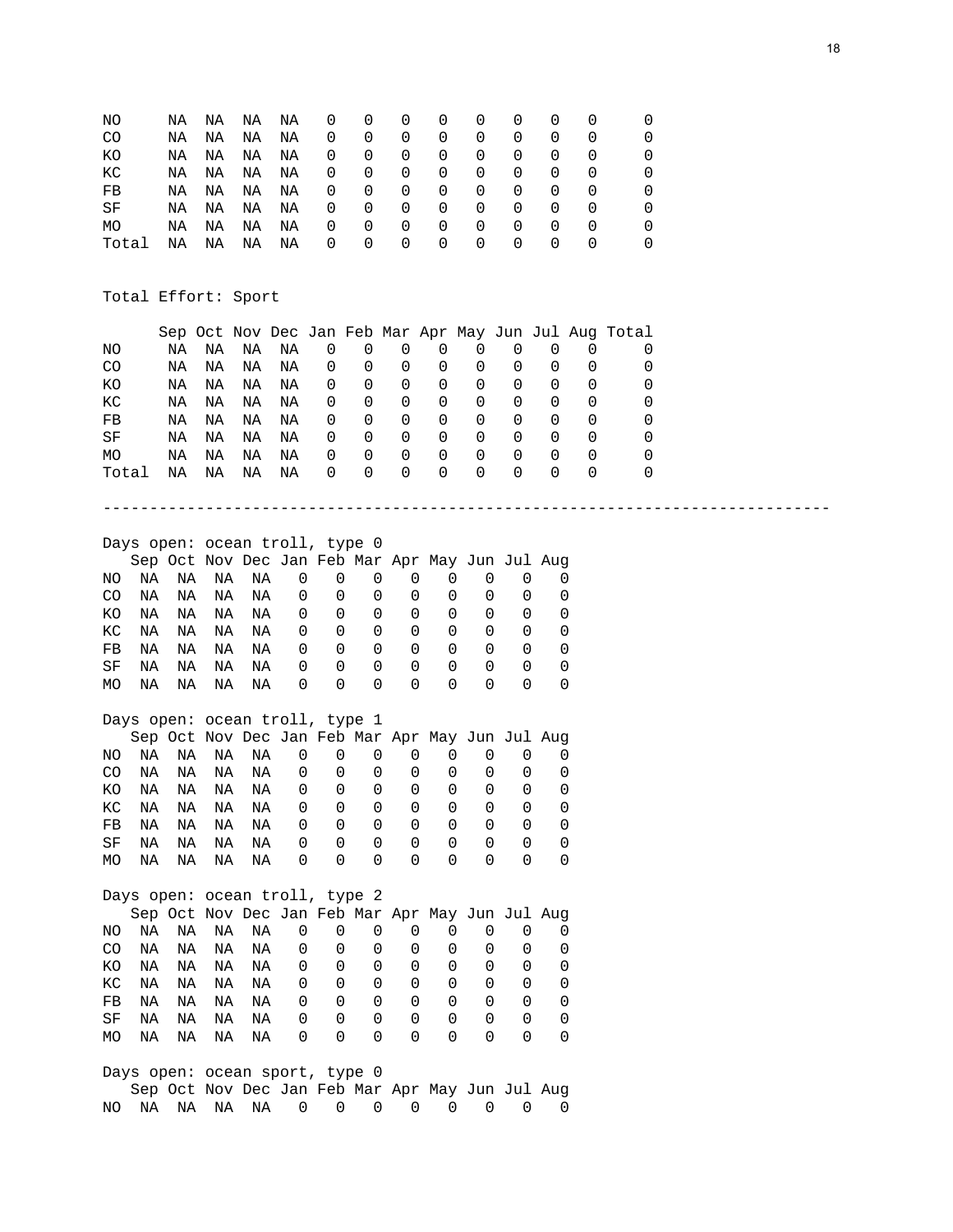| | | | | | | | | | | | | | |
|---|---|---|---|---|---|---|---|---|---|---|---|---|---|
| NO | NA | NA | NA | NA | 0 | 0 | 0 | 0 | 0 | 0 | 0 | 0 | 0 |
| CO | NA | NA | NA | NA | 0 | 0 | 0 | 0 | 0 | 0 | 0 | 0 | 0 |
| KO | NA | NA | NA | NA | 0 | 0 | 0 | 0 | 0 | 0 | 0 | 0 | 0 |
| KC | NA | NA | NA | NA | 0 | 0 | 0 | 0 | 0 | 0 | 0 | 0 | 0 |
| FB | NA | NA | NA | NA | 0 | 0 | 0 | 0 | 0 | 0 | 0 | 0 | 0 |
| SF | NA | NA | NA | NA | 0 | 0 | 0 | 0 | 0 | 0 | 0 | 0 | 0 |
| MO | NA | NA | NA | NA | 0 | 0 | 0 | 0 | 0 | 0 | 0 | 0 | 0 |
| Total | NA | NA | NA | NA | 0 | 0 | 0 | 0 | 0 | 0 | 0 | 0 | 0 |

Total Effort: Sport

| | Sep | Oct | Nov | Dec | Jan | Feb | Mar | Apr | May | Jun | Jul | Aug | Total |
|---|---|---|---|---|---|---|---|---|---|---|---|---|---|
| NO | NA | NA | NA | NA | 0 | 0 | 0 | 0 | 0 | 0 | 0 | 0 | 0 |
| CO | NA | NA | NA | NA | 0 | 0 | 0 | 0 | 0 | 0 | 0 | 0 | 0 |
| KO | NA | NA | NA | NA | 0 | 0 | 0 | 0 | 0 | 0 | 0 | 0 | 0 |
| KC | NA | NA | NA | NA | 0 | 0 | 0 | 0 | 0 | 0 | 0 | 0 | 0 |
| FB | NA | NA | NA | NA | 0 | 0 | 0 | 0 | 0 | 0 | 0 | 0 | 0 |
| SF | NA | NA | NA | NA | 0 | 0 | 0 | 0 | 0 | 0 | 0 | 0 | 0 |
| MO | NA | NA | NA | NA | 0 | 0 | 0 | 0 | 0 | 0 | 0 | 0 | 0 |
| Total | NA | NA | NA | NA | 0 | 0 | 0 | 0 | 0 | 0 | 0 | 0 | 0 |

---

Days open: ocean troll, type 0

| | Sep | Oct | Nov | Dec | Jan | Feb | Mar | Apr | May | Jun | Jul | Aug |
|---|---|---|---|---|---|---|---|---|---|---|---|---|
| NO | NA | NA | NA | NA | 0 | 0 | 0 | 0 | 0 | 0 | 0 | 0 |
| CO | NA | NA | NA | NA | 0 | 0 | 0 | 0 | 0 | 0 | 0 | 0 |
| KO | NA | NA | NA | NA | 0 | 0 | 0 | 0 | 0 | 0 | 0 | 0 |
| KC | NA | NA | NA | NA | 0 | 0 | 0 | 0 | 0 | 0 | 0 | 0 |
| FB | NA | NA | NA | NA | 0 | 0 | 0 | 0 | 0 | 0 | 0 | 0 |
| SF | NA | NA | NA | NA | 0 | 0 | 0 | 0 | 0 | 0 | 0 | 0 |
| MO | NA | NA | NA | NA | 0 | 0 | 0 | 0 | 0 | 0 | 0 | 0 |

Days open: ocean troll, type 1

| | Sep | Oct | Nov | Dec | Jan | Feb | Mar | Apr | May | Jun | Jul | Aug |
|---|---|---|---|---|---|---|---|---|---|---|---|---|
| NO | NA | NA | NA | NA | 0 | 0 | 0 | 0 | 0 | 0 | 0 | 0 |
| CO | NA | NA | NA | NA | 0 | 0 | 0 | 0 | 0 | 0 | 0 | 0 |
| KO | NA | NA | NA | NA | 0 | 0 | 0 | 0 | 0 | 0 | 0 | 0 |
| KC | NA | NA | NA | NA | 0 | 0 | 0 | 0 | 0 | 0 | 0 | 0 |
| FB | NA | NA | NA | NA | 0 | 0 | 0 | 0 | 0 | 0 | 0 | 0 |
| SF | NA | NA | NA | NA | 0 | 0 | 0 | 0 | 0 | 0 | 0 | 0 |
| MO | NA | NA | NA | NA | 0 | 0 | 0 | 0 | 0 | 0 | 0 | 0 |

Days open: ocean troll, type 2

| | Sep | Oct | Nov | Dec | Jan | Feb | Mar | Apr | May | Jun | Jul | Aug |
|---|---|---|---|---|---|---|---|---|---|---|---|---|
| NO | NA | NA | NA | NA | 0 | 0 | 0 | 0 | 0 | 0 | 0 | 0 |
| CO | NA | NA | NA | NA | 0 | 0 | 0 | 0 | 0 | 0 | 0 | 0 |
| KO | NA | NA | NA | NA | 0 | 0 | 0 | 0 | 0 | 0 | 0 | 0 |
| KC | NA | NA | NA | NA | 0 | 0 | 0 | 0 | 0 | 0 | 0 | 0 |
| FB | NA | NA | NA | NA | 0 | 0 | 0 | 0 | 0 | 0 | 0 | 0 |
| SF | NA | NA | NA | NA | 0 | 0 | 0 | 0 | 0 | 0 | 0 | 0 |
| MO | NA | NA | NA | NA | 0 | 0 | 0 | 0 | 0 | 0 | 0 | 0 |

Days open: ocean sport, type 0

| | Sep | Oct | Nov | Dec | Jan | Feb | Mar | Apr | May | Jun | Jul | Aug |
|---|---|---|---|---|---|---|---|---|---|---|---|---|
| NO | NA | NA | NA | NA | 0 | 0 | 0 | 0 | 0 | 0 | 0 | 0 |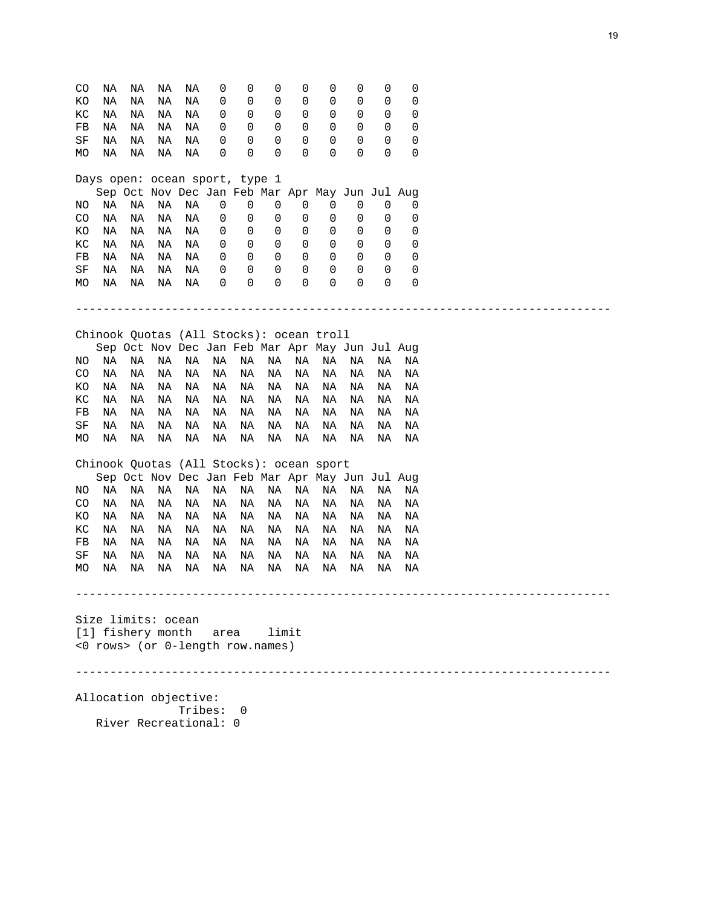```
CO  NA  NA  NA  NA   0   0   0   0   0   0   0   0
KO  NA  NA  NA  NA   0   0   0   0   0   0   0   0
KC  NA  NA  NA  NA   0   0   0   0   0   0   0   0
FB  NA  NA  NA  NA   0   0   0   0   0   0   0   0
SF  NA  NA  NA  NA   0   0   0   0   0   0   0   0
MO  NA  NA  NA  NA   0   0   0   0   0   0   0   0

Days open: ocean sport, type 1
   Sep Oct Nov Dec Jan Feb Mar Apr May Jun Jul Aug
NO  NA  NA  NA  NA   0   0   0   0   0   0   0   0
CO  NA  NA  NA  NA   0   0   0   0   0   0   0   0
KO  NA  NA  NA  NA   0   0   0   0   0   0   0   0
KC  NA  NA  NA  NA   0   0   0   0   0   0   0   0
FB  NA  NA  NA  NA   0   0   0   0   0   0   0   0
SF  NA  NA  NA  NA   0   0   0   0   0   0   0   0
MO  NA  NA  NA  NA   0   0   0   0   0   0   0   0

------------------------------------------------------------------------------

Chinook Quotas (All Stocks): ocean troll
   Sep Oct Nov Dec Jan Feb Mar Apr May Jun Jul Aug
NO  NA  NA  NA  NA  NA  NA  NA  NA  NA  NA  NA  NA
CO  NA  NA  NA  NA  NA  NA  NA  NA  NA  NA  NA  NA
KO  NA  NA  NA  NA  NA  NA  NA  NA  NA  NA  NA  NA
KC  NA  NA  NA  NA  NA  NA  NA  NA  NA  NA  NA  NA
FB  NA  NA  NA  NA  NA  NA  NA  NA  NA  NA  NA  NA
SF  NA  NA  NA  NA  NA  NA  NA  NA  NA  NA  NA  NA
MO  NA  NA  NA  NA  NA  NA  NA  NA  NA  NA  NA  NA

Chinook Quotas (All Stocks): ocean sport
   Sep Oct Nov Dec Jan Feb Mar Apr May Jun Jul Aug
NO  NA  NA  NA  NA  NA  NA  NA  NA  NA  NA  NA  NA
CO  NA  NA  NA  NA  NA  NA  NA  NA  NA  NA  NA  NA
KO  NA  NA  NA  NA  NA  NA  NA  NA  NA  NA  NA  NA
KC  NA  NA  NA  NA  NA  NA  NA  NA  NA  NA  NA  NA
FB  NA  NA  NA  NA  NA  NA  NA  NA  NA  NA  NA  NA
SF  NA  NA  NA  NA  NA  NA  NA  NA  NA  NA  NA  NA
MO  NA  NA  NA  NA  NA  NA  NA  NA  NA  NA  NA  NA

------------------------------------------------------------------------------

Size limits: ocean
[1] fishery month   area    limit
<0 rows> (or 0-length row.names)

------------------------------------------------------------------------------

Allocation objective:
               Tribes:  0
   River Recreational: 0
```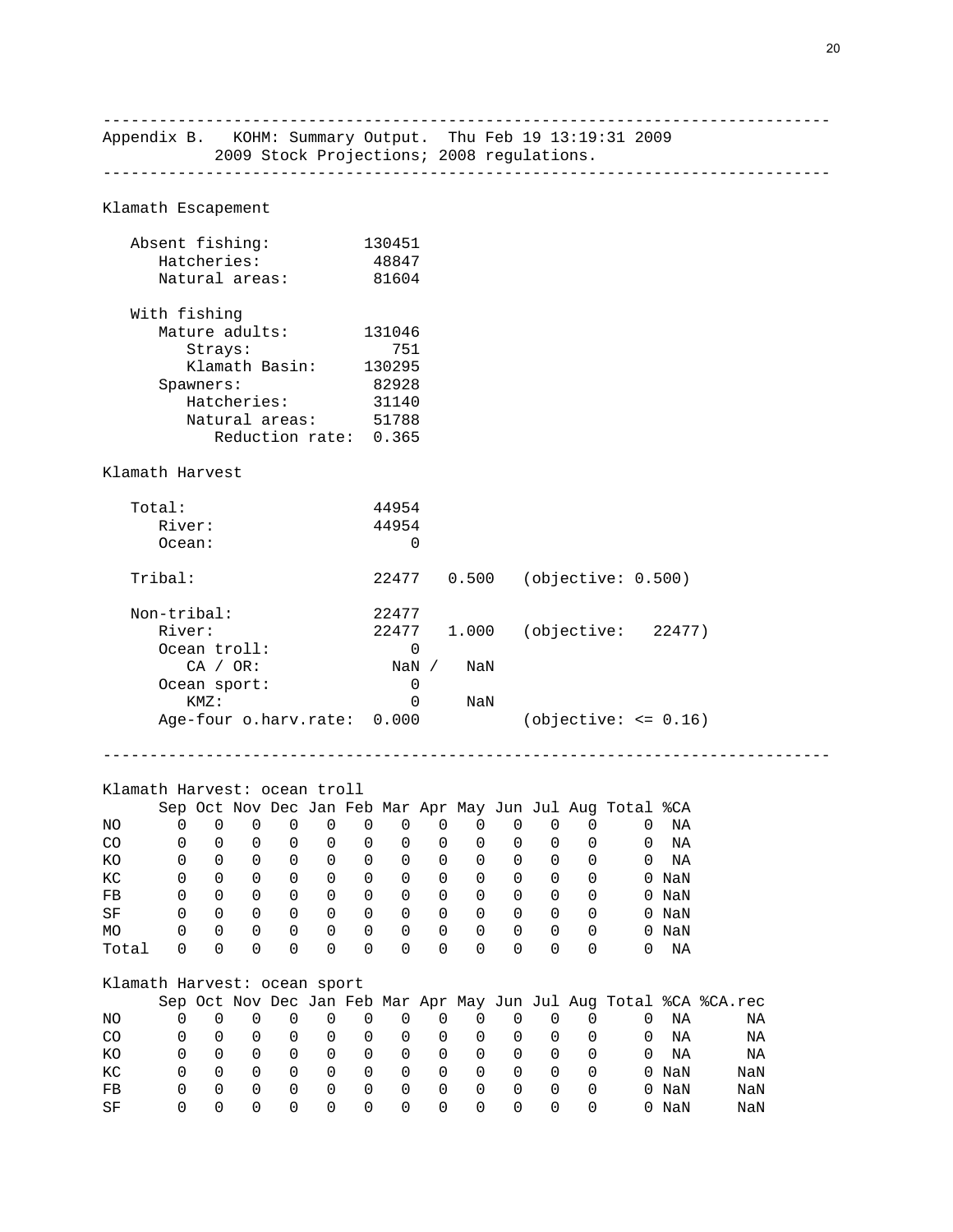---

Appendix B. KOHM: Summary Output. Thu Feb 19 13:19:31 2009
2009 Stock Projections; 2008 regulations.

---

```
Klamath Escapement

   Absent fishing:          130451
      Hatcheries:            48847
      Natural areas:         81604

   With fishing
      Mature adults:        131046
         Strays:               751
         Klamath Basin:     130295
      Spawners:              82928
         Hatcheries:         31140
         Natural areas:      51788
            Reduction rate:  0.365

Klamath Harvest

   Total:                    44954
      River:                 44954
      Ocean:                     0

   Tribal:                   22477   0.500   (objective: 0.500)

   Non-tribal:               22477
      River:                 22477   1.000   (objective:   22477)
      Ocean troll:               0
         CA / OR:              NaN /   NaN
      Ocean sport:               0
         KMZ:                    0     NaN
      Age-four o.harv.rate:  0.000           (objective: <= 0.16)
```

---

Klamath Harvest: ocean troll

| | Sep | Oct | Nov | Dec | Jan | Feb | Mar | Apr | May | Jun | Jul | Aug | Total | %CA |
|---|---|---|---|---|---|---|---|---|---|---|---|---|---|---|
| NO | 0 | 0 | 0 | 0 | 0 | 0 | 0 | 0 | 0 | 0 | 0 | 0 | 0 | NA |
| CO | 0 | 0 | 0 | 0 | 0 | 0 | 0 | 0 | 0 | 0 | 0 | 0 | 0 | NA |
| KO | 0 | 0 | 0 | 0 | 0 | 0 | 0 | 0 | 0 | 0 | 0 | 0 | 0 | NA |
| KC | 0 | 0 | 0 | 0 | 0 | 0 | 0 | 0 | 0 | 0 | 0 | 0 | 0 | NaN |
| FB | 0 | 0 | 0 | 0 | 0 | 0 | 0 | 0 | 0 | 0 | 0 | 0 | 0 | NaN |
| SF | 0 | 0 | 0 | 0 | 0 | 0 | 0 | 0 | 0 | 0 | 0 | 0 | 0 | NaN |
| MO | 0 | 0 | 0 | 0 | 0 | 0 | 0 | 0 | 0 | 0 | 0 | 0 | 0 | NaN |
| Total | 0 | 0 | 0 | 0 | 0 | 0 | 0 | 0 | 0 | 0 | 0 | 0 | 0 | NA |

Klamath Harvest: ocean sport

| | Sep | Oct | Nov | Dec | Jan | Feb | Mar | Apr | May | Jun | Jul | Aug | Total | %CA | %CA.rec |
|---|---|---|---|---|---|---|---|---|---|---|---|---|---|---|---|
| NO | 0 | 0 | 0 | 0 | 0 | 0 | 0 | 0 | 0 | 0 | 0 | 0 | 0 | NA | NA |
| CO | 0 | 0 | 0 | 0 | 0 | 0 | 0 | 0 | 0 | 0 | 0 | 0 | 0 | NA | NA |
| KO | 0 | 0 | 0 | 0 | 0 | 0 | 0 | 0 | 0 | 0 | 0 | 0 | 0 | NA | NA |
| KC | 0 | 0 | 0 | 0 | 0 | 0 | 0 | 0 | 0 | 0 | 0 | 0 | 0 | NaN | NaN |
| FB | 0 | 0 | 0 | 0 | 0 | 0 | 0 | 0 | 0 | 0 | 0 | 0 | 0 | NaN | NaN |
| SF | 0 | 0 | 0 | 0 | 0 | 0 | 0 | 0 | 0 | 0 | 0 | 0 | 0 | NaN | NaN |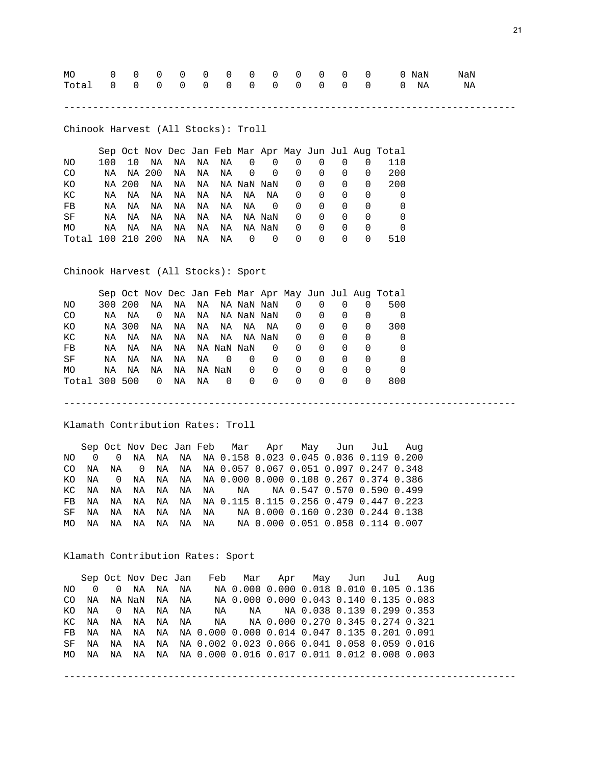| | | | | | | | | | | | | | | |
|---|---|---|---|---|---|---|---|---|---|---|---|---|---|---|
| MO | 0 | 0 | 0 | 0 | 0 | 0 | 0 | 0 | 0 | 0 | 0 | 0 | 0 | NaN | NaN |
| Total | 0 | 0 | 0 | 0 | 0 | 0 | 0 | 0 | 0 | 0 | 0 | 0 | 0 | NA | NA |

---

Chinook Harvest (All Stocks): Troll

| | Sep | Oct | Nov | Dec | Jan | Feb | Mar | Apr | May | Jun | Jul | Aug | Total |
|---|---|---|---|---|---|---|---|---|---|---|---|---|---|
| NO | 100 | 10 | NA | NA | NA | NA | 0 | 0 | 0 | 0 | 0 | 0 | 110 |
| CO | NA | NA | 200 | NA | NA | NA | 0 | 0 | 0 | 0 | 0 | 0 | 200 |
| KO | NA | 200 | NA | NA | NA | NA | NaN | NaN | 0 | 0 | 0 | 0 | 200 |
| KC | NA | NA | NA | NA | NA | NA | NA | NA | 0 | 0 | 0 | 0 | 0 |
| FB | NA | NA | NA | NA | NA | NA | NA | 0 | 0 | 0 | 0 | 0 | 0 |
| SF | NA | NA | NA | NA | NA | NA | NA | NaN | 0 | 0 | 0 | 0 | 0 |
| MO | NA | NA | NA | NA | NA | NA | NA | NaN | 0 | 0 | 0 | 0 | 0 |
| Total | 100 | 210 | 200 | NA | NA | NA | 0 | 0 | 0 | 0 | 0 | 0 | 510 |

Chinook Harvest (All Stocks): Sport

| | Sep | Oct | Nov | Dec | Jan | Feb | Mar | Apr | May | Jun | Jul | Aug | Total |
|---|---|---|---|---|---|---|---|---|---|---|---|---|---|
| NO | 300 | 200 | NA | NA | NA | NA | NaN | NaN | 0 | 0 | 0 | 0 | 500 |
| CO | NA | NA | 0 | NA | NA | NA | NaN | NaN | 0 | 0 | 0 | 0 | 0 |
| KO | NA | 300 | NA | NA | NA | NA | NA | NA | 0 | 0 | 0 | 0 | 300 |
| KC | NA | NA | NA | NA | NA | NA | NA | NaN | 0 | 0 | 0 | 0 | 0 |
| FB | NA | NA | NA | NA | NA | NaN | NaN | 0 | 0 | 0 | 0 | 0 | 0 |
| SF | NA | NA | NA | NA | NA | 0 | 0 | 0 | 0 | 0 | 0 | 0 | 0 |
| MO | NA | NA | NA | NA | NA | NaN | 0 | 0 | 0 | 0 | 0 | 0 | 0 |
| Total | 300 | 500 | 0 | NA | NA | 0 | 0 | 0 | 0 | 0 | 0 | 0 | 800 |

---

Klamath Contribution Rates: Troll

| | Sep | Oct | Nov | Dec | Jan | Feb | Mar | Apr | May | Jun | Jul | Aug |
|---|---|---|---|---|---|---|---|---|---|---|---|---|
| NO | 0 | 0 | NA | NA | NA | NA | 0.158 | 0.023 | 0.045 | 0.036 | 0.119 | 0.200 |
| CO | NA | NA | 0 | NA | NA | NA | 0.057 | 0.067 | 0.051 | 0.097 | 0.247 | 0.348 |
| KO | NA | 0 | NA | NA | NA | NA | 0.000 | 0.000 | 0.108 | 0.267 | 0.374 | 0.386 |
| KC | NA | NA | NA | NA | NA | NA | NA | | 0.547 | 0.570 | 0.590 | 0.499 |
| FB | NA | NA | NA | NA | NA | NA | 0.115 | 0.115 | 0.256 | 0.479 | 0.447 | 0.223 |
| SF | NA | NA | NA | NA | NA | NA | NA | 0.000 | 0.160 | 0.230 | 0.244 | 0.138 |
| MO | NA | NA | NA | NA | NA | NA | NA | 0.000 | 0.051 | 0.058 | 0.114 | 0.007 |

Klamath Contribution Rates: Sport

| | Sep | Oct | Nov | Dec | Jan | Feb | Mar | Apr | May | Jun | Jul | Aug |
|---|---|---|---|---|---|---|---|---|---|---|---|---|
| NO | 0 | 0 | NA | NA | NA | NA | 0.000 | 0.000 | 0.018 | 0.010 | 0.105 | 0.136 |
| CO | NA | NA | NaN | NA | NA | NA | 0.000 | 0.000 | 0.043 | 0.140 | 0.135 | 0.083 |
| KO | NA | 0 | NA | NA | NA | NA | NA | NA | 0.038 | 0.139 | 0.299 | 0.353 |
| KC | NA | NA | NA | NA | NA | NA | NA | 0.000 | 0.270 | 0.345 | 0.274 | 0.321 |
| FB | NA | NA | NA | NA | NA | | 0.000 | 0.000 | 0.047 | 0.135 | 0.201 | 0.091 |
| SF | NA | NA | NA | NA | NA | 0.002 | 0.023 | 0.066 | 0.041 | 0.058 | 0.059 | 0.016 |
| MO | NA | NA | NA | NA | NA | 0.000 | 0.016 | 0.017 | 0.011 | 0.012 | 0.008 | 0.003 |

---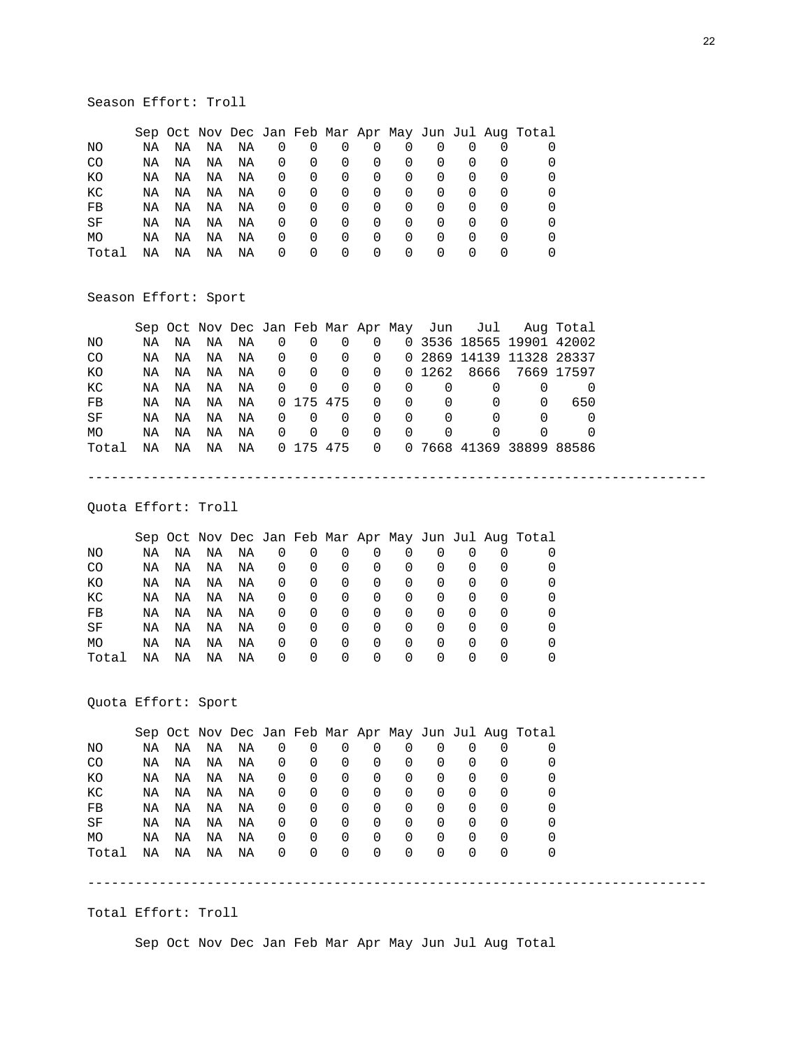Season Effort: Troll

| | Sep | Oct | Nov | Dec | Jan | Feb | Mar | Apr | May | Jun | Jul | Aug | Total |
|---|---|---|---|---|---|---|---|---|---|---|---|---|---|
| NO | NA | NA | NA | NA | 0 | 0 | 0 | 0 | 0 | 0 | 0 | 0 | 0 |
| CO | NA | NA | NA | NA | 0 | 0 | 0 | 0 | 0 | 0 | 0 | 0 | 0 |
| KO | NA | NA | NA | NA | 0 | 0 | 0 | 0 | 0 | 0 | 0 | 0 | 0 |
| KC | NA | NA | NA | NA | 0 | 0 | 0 | 0 | 0 | 0 | 0 | 0 | 0 |
| FB | NA | NA | NA | NA | 0 | 0 | 0 | 0 | 0 | 0 | 0 | 0 | 0 |
| SF | NA | NA | NA | NA | 0 | 0 | 0 | 0 | 0 | 0 | 0 | 0 | 0 |
| MO | NA | NA | NA | NA | 0 | 0 | 0 | 0 | 0 | 0 | 0 | 0 | 0 |
| Total | NA | NA | NA | NA | 0 | 0 | 0 | 0 | 0 | 0 | 0 | 0 | 0 |

Season Effort: Sport

| | Sep | Oct | Nov | Dec | Jan | Feb | Mar | Apr | May | Jun | Jul | Aug | Total |
|---|---|---|---|---|---|---|---|---|---|---|---|---|---|
| NO | NA | NA | NA | NA | 0 | 0 | 0 | 0 | 0 | 3536 | 18565 | 19901 | 42002 |
| CO | NA | NA | NA | NA | 0 | 0 | 0 | 0 | 0 | 2869 | 14139 | 11328 | 28337 |
| KO | NA | NA | NA | NA | 0 | 0 | 0 | 0 | 0 | 1262 | 8666 | 7669 | 17597 |
| KC | NA | NA | NA | NA | 0 | 0 | 0 | 0 | 0 | 0 | 0 | 0 | 0 |
| FB | NA | NA | NA | NA | 0 | 175 | 475 | 0 | 0 | 0 | 0 | 0 | 650 |
| SF | NA | NA | NA | NA | 0 | 0 | 0 | 0 | 0 | 0 | 0 | 0 | 0 |
| MO | NA | NA | NA | NA | 0 | 0 | 0 | 0 | 0 | 0 | 0 | 0 | 0 |
| Total | NA | NA | NA | NA | 0 | 175 | 475 | 0 | 0 | 7668 | 41369 | 38899 | 88586 |

---

Quota Effort: Troll

| | Sep | Oct | Nov | Dec | Jan | Feb | Mar | Apr | May | Jun | Jul | Aug | Total |
|---|---|---|---|---|---|---|---|---|---|---|---|---|---|
| NO | NA | NA | NA | NA | 0 | 0 | 0 | 0 | 0 | 0 | 0 | 0 | 0 |
| CO | NA | NA | NA | NA | 0 | 0 | 0 | 0 | 0 | 0 | 0 | 0 | 0 |
| KO | NA | NA | NA | NA | 0 | 0 | 0 | 0 | 0 | 0 | 0 | 0 | 0 |
| KC | NA | NA | NA | NA | 0 | 0 | 0 | 0 | 0 | 0 | 0 | 0 | 0 |
| FB | NA | NA | NA | NA | 0 | 0 | 0 | 0 | 0 | 0 | 0 | 0 | 0 |
| SF | NA | NA | NA | NA | 0 | 0 | 0 | 0 | 0 | 0 | 0 | 0 | 0 |
| MO | NA | NA | NA | NA | 0 | 0 | 0 | 0 | 0 | 0 | 0 | 0 | 0 |
| Total | NA | NA | NA | NA | 0 | 0 | 0 | 0 | 0 | 0 | 0 | 0 | 0 |

Quota Effort: Sport

| | Sep | Oct | Nov | Dec | Jan | Feb | Mar | Apr | May | Jun | Jul | Aug | Total |
|---|---|---|---|---|---|---|---|---|---|---|---|---|---|
| NO | NA | NA | NA | NA | 0 | 0 | 0 | 0 | 0 | 0 | 0 | 0 | 0 |
| CO | NA | NA | NA | NA | 0 | 0 | 0 | 0 | 0 | 0 | 0 | 0 | 0 |
| KO | NA | NA | NA | NA | 0 | 0 | 0 | 0 | 0 | 0 | 0 | 0 | 0 |
| KC | NA | NA | NA | NA | 0 | 0 | 0 | 0 | 0 | 0 | 0 | 0 | 0 |
| FB | NA | NA | NA | NA | 0 | 0 | 0 | 0 | 0 | 0 | 0 | 0 | 0 |
| SF | NA | NA | NA | NA | 0 | 0 | 0 | 0 | 0 | 0 | 0 | 0 | 0 |
| MO | NA | NA | NA | NA | 0 | 0 | 0 | 0 | 0 | 0 | 0 | 0 | 0 |
| Total | NA | NA | NA | NA | 0 | 0 | 0 | 0 | 0 | 0 | 0 | 0 | 0 |

---

Total Effort: Troll

| | Sep | Oct | Nov | Dec | Jan | Feb | Mar | Apr | May | Jun | Jul | Aug | Total |
|---|---|---|---|---|---|---|---|---|---|---|---|---|---|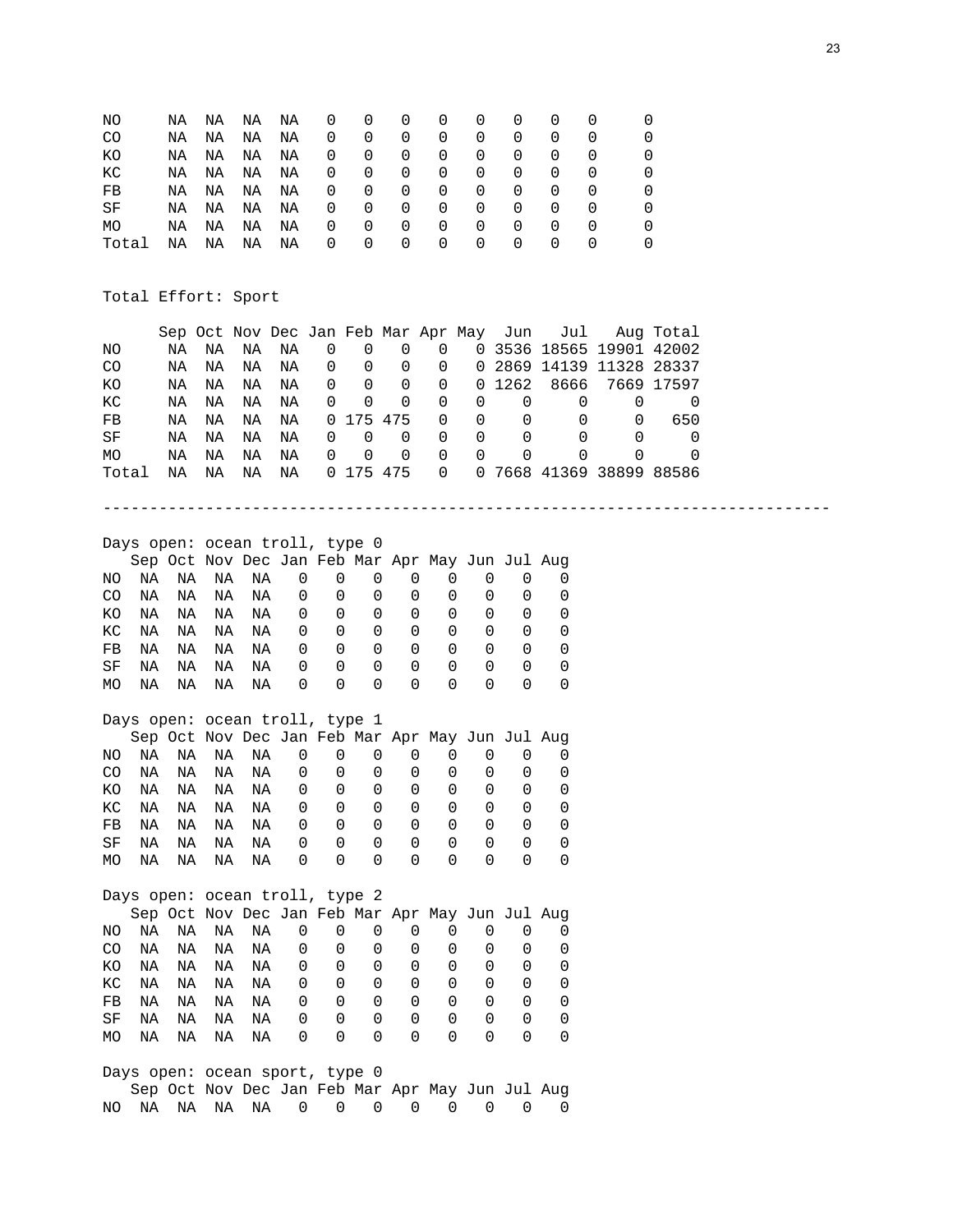| | | | | | | | | | | | | | |
|---|---|---|---|---|---|---|---|---|---|---|---|---|---|
| NO | NA | NA | NA | NA | 0 | 0 | 0 | 0 | 0 | 0 | 0 | 0 | 0 |
| CO | NA | NA | NA | NA | 0 | 0 | 0 | 0 | 0 | 0 | 0 | 0 | 0 |
| KO | NA | NA | NA | NA | 0 | 0 | 0 | 0 | 0 | 0 | 0 | 0 | 0 |
| KC | NA | NA | NA | NA | 0 | 0 | 0 | 0 | 0 | 0 | 0 | 0 | 0 |
| FB | NA | NA | NA | NA | 0 | 0 | 0 | 0 | 0 | 0 | 0 | 0 | 0 |
| SF | NA | NA | NA | NA | 0 | 0 | 0 | 0 | 0 | 0 | 0 | 0 | 0 |
| MO | NA | NA | NA | NA | 0 | 0 | 0 | 0 | 0 | 0 | 0 | 0 | 0 |
| Total | NA | NA | NA | NA | 0 | 0 | 0 | 0 | 0 | 0 | 0 | 0 | 0 |

Total Effort: Sport

| | Sep | Oct | Nov | Dec | Jan | Feb | Mar | Apr | May | Jun | Jul | Aug | Total |
|---|---|---|---|---|---|---|---|---|---|---|---|---|---|
| NO | NA | NA | NA | NA | 0 | 0 | 0 | 0 | 0 | 3536 | 18565 | 19901 | 42002 |
| CO | NA | NA | NA | NA | 0 | 0 | 0 | 0 | 0 | 2869 | 14139 | 11328 | 28337 |
| KO | NA | NA | NA | NA | 0 | 0 | 0 | 0 | 0 | 1262 | 8666 | 7669 | 17597 |
| KC | NA | NA | NA | NA | 0 | 0 | 0 | 0 | 0 | 0 | 0 | 0 | 0 |
| FB | NA | NA | NA | NA | 0 | 175 | 475 | 0 | 0 | 0 | 0 | 0 | 650 |
| SF | NA | NA | NA | NA | 0 | 0 | 0 | 0 | 0 | 0 | 0 | 0 | 0 |
| MO | NA | NA | NA | NA | 0 | 0 | 0 | 0 | 0 | 0 | 0 | 0 | 0 |
| Total | NA | NA | NA | NA | 0 | 175 | 475 | 0 | 0 | 7668 | 41369 | 38899 | 88586 |

---

Days open: ocean troll, type 0

| | Sep | Oct | Nov | Dec | Jan | Feb | Mar | Apr | May | Jun | Jul | Aug |
|---|---|---|---|---|---|---|---|---|---|---|---|---|
| NO | NA | NA | NA | NA | 0 | 0 | 0 | 0 | 0 | 0 | 0 | 0 |
| CO | NA | NA | NA | NA | 0 | 0 | 0 | 0 | 0 | 0 | 0 | 0 |
| KO | NA | NA | NA | NA | 0 | 0 | 0 | 0 | 0 | 0 | 0 | 0 |
| KC | NA | NA | NA | NA | 0 | 0 | 0 | 0 | 0 | 0 | 0 | 0 |
| FB | NA | NA | NA | NA | 0 | 0 | 0 | 0 | 0 | 0 | 0 | 0 |
| SF | NA | NA | NA | NA | 0 | 0 | 0 | 0 | 0 | 0 | 0 | 0 |
| MO | NA | NA | NA | NA | 0 | 0 | 0 | 0 | 0 | 0 | 0 | 0 |

Days open: ocean troll, type 1

| | Sep | Oct | Nov | Dec | Jan | Feb | Mar | Apr | May | Jun | Jul | Aug |
|---|---|---|---|---|---|---|---|---|---|---|---|---|
| NO | NA | NA | NA | NA | 0 | 0 | 0 | 0 | 0 | 0 | 0 | 0 |
| CO | NA | NA | NA | NA | 0 | 0 | 0 | 0 | 0 | 0 | 0 | 0 |
| KO | NA | NA | NA | NA | 0 | 0 | 0 | 0 | 0 | 0 | 0 | 0 |
| KC | NA | NA | NA | NA | 0 | 0 | 0 | 0 | 0 | 0 | 0 | 0 |
| FB | NA | NA | NA | NA | 0 | 0 | 0 | 0 | 0 | 0 | 0 | 0 |
| SF | NA | NA | NA | NA | 0 | 0 | 0 | 0 | 0 | 0 | 0 | 0 |
| MO | NA | NA | NA | NA | 0 | 0 | 0 | 0 | 0 | 0 | 0 | 0 |

Days open: ocean troll, type 2

| | Sep | Oct | Nov | Dec | Jan | Feb | Mar | Apr | May | Jun | Jul | Aug |
|---|---|---|---|---|---|---|---|---|---|---|---|---|
| NO | NA | NA | NA | NA | 0 | 0 | 0 | 0 | 0 | 0 | 0 | 0 |
| CO | NA | NA | NA | NA | 0 | 0 | 0 | 0 | 0 | 0 | 0 | 0 |
| KO | NA | NA | NA | NA | 0 | 0 | 0 | 0 | 0 | 0 | 0 | 0 |
| KC | NA | NA | NA | NA | 0 | 0 | 0 | 0 | 0 | 0 | 0 | 0 |
| FB | NA | NA | NA | NA | 0 | 0 | 0 | 0 | 0 | 0 | 0 | 0 |
| SF | NA | NA | NA | NA | 0 | 0 | 0 | 0 | 0 | 0 | 0 | 0 |
| MO | NA | NA | NA | NA | 0 | 0 | 0 | 0 | 0 | 0 | 0 | 0 |

Days open: ocean sport, type 0

| | Sep | Oct | Nov | Dec | Jan | Feb | Mar | Apr | May | Jun | Jul | Aug |
|---|---|---|---|---|---|---|---|---|---|---|---|---|
| NO | NA | NA | NA | NA | 0 | 0 | 0 | 0 | 0 | 0 | 0 | 0 |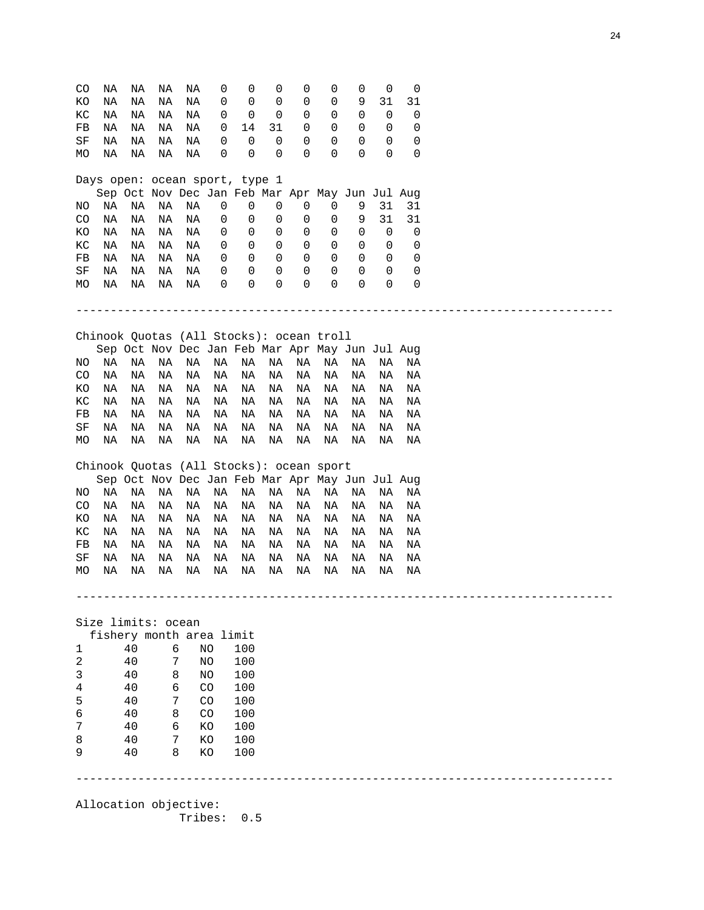| | Sep | Oct | Nov | Dec | Jan | Feb | Mar | Apr | May | Jun | Jul | Aug |
|---|---|---|---|---|---|---|---|---|---|---|---|---|
| CO | NA | NA | NA | NA | 0 | 0 | 0 | 0 | 0 | 0 | 0 | 0 |
| KO | NA | NA | NA | NA | 0 | 0 | 0 | 0 | 0 | 9 | 31 | 31 |
| KC | NA | NA | NA | NA | 0 | 0 | 0 | 0 | 0 | 0 | 0 | 0 |
| FB | NA | NA | NA | NA | 0 | 14 | 31 | 0 | 0 | 0 | 0 | 0 |
| SF | NA | NA | NA | NA | 0 | 0 | 0 | 0 | 0 | 0 | 0 | 0 |
| MO | NA | NA | NA | NA | 0 | 0 | 0 | 0 | 0 | 0 | 0 | 0 |

Days open: ocean sport, type 1

| | Sep | Oct | Nov | Dec | Jan | Feb | Mar | Apr | May | Jun | Jul | Aug |
|---|---|---|---|---|---|---|---|---|---|---|---|---|
| NO | NA | NA | NA | NA | 0 | 0 | 0 | 0 | 0 | 9 | 31 | 31 |
| CO | NA | NA | NA | NA | 0 | 0 | 0 | 0 | 0 | 9 | 31 | 31 |
| KO | NA | NA | NA | NA | 0 | 0 | 0 | 0 | 0 | 0 | 0 | 0 |
| KC | NA | NA | NA | NA | 0 | 0 | 0 | 0 | 0 | 0 | 0 | 0 |
| FB | NA | NA | NA | NA | 0 | 0 | 0 | 0 | 0 | 0 | 0 | 0 |
| SF | NA | NA | NA | NA | 0 | 0 | 0 | 0 | 0 | 0 | 0 | 0 |
| MO | NA | NA | NA | NA | 0 | 0 | 0 | 0 | 0 | 0 | 0 | 0 |

---

Chinook Quotas (All Stocks): ocean troll

| | Sep | Oct | Nov | Dec | Jan | Feb | Mar | Apr | May | Jun | Jul | Aug |
|---|---|---|---|---|---|---|---|---|---|---|---|---|
| NO | NA | NA | NA | NA | NA | NA | NA | NA | NA | NA | NA | NA |
| CO | NA | NA | NA | NA | NA | NA | NA | NA | NA | NA | NA | NA |
| KO | NA | NA | NA | NA | NA | NA | NA | NA | NA | NA | NA | NA |
| KC | NA | NA | NA | NA | NA | NA | NA | NA | NA | NA | NA | NA |
| FB | NA | NA | NA | NA | NA | NA | NA | NA | NA | NA | NA | NA |
| SF | NA | NA | NA | NA | NA | NA | NA | NA | NA | NA | NA | NA |
| MO | NA | NA | NA | NA | NA | NA | NA | NA | NA | NA | NA | NA |

Chinook Quotas (All Stocks): ocean sport

| | Sep | Oct | Nov | Dec | Jan | Feb | Mar | Apr | May | Jun | Jul | Aug |
|---|---|---|---|---|---|---|---|---|---|---|---|---|
| NO | NA | NA | NA | NA | NA | NA | NA | NA | NA | NA | NA | NA |
| CO | NA | NA | NA | NA | NA | NA | NA | NA | NA | NA | NA | NA |
| KO | NA | NA | NA | NA | NA | NA | NA | NA | NA | NA | NA | NA |
| KC | NA | NA | NA | NA | NA | NA | NA | NA | NA | NA | NA | NA |
| FB | NA | NA | NA | NA | NA | NA | NA | NA | NA | NA | NA | NA |
| SF | NA | NA | NA | NA | NA | NA | NA | NA | NA | NA | NA | NA |
| MO | NA | NA | NA | NA | NA | NA | NA | NA | NA | NA | NA | NA |

---

Size limits: ocean

| | fishery | month | area | limit |
|---|---|---|---|---|
| 1 | 40 | 6 | NO | 100 |
| 2 | 40 | 7 | NO | 100 |
| 3 | 40 | 8 | NO | 100 |
| 4 | 40 | 6 | CO | 100 |
| 5 | 40 | 7 | CO | 100 |
| 6 | 40 | 8 | CO | 100 |
| 7 | 40 | 6 | KO | 100 |
| 8 | 40 | 7 | KO | 100 |
| 9 | 40 | 8 | KO | 100 |

---

Allocation objective:
Tribes: 0.5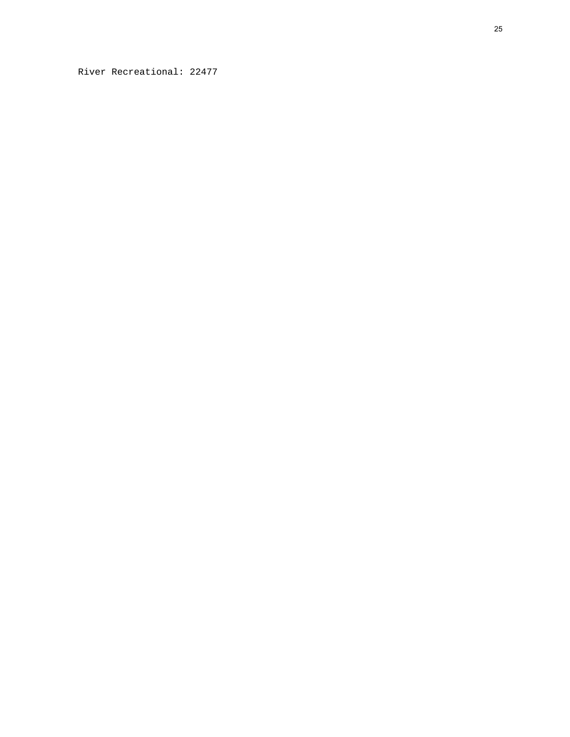River Recreational: 22477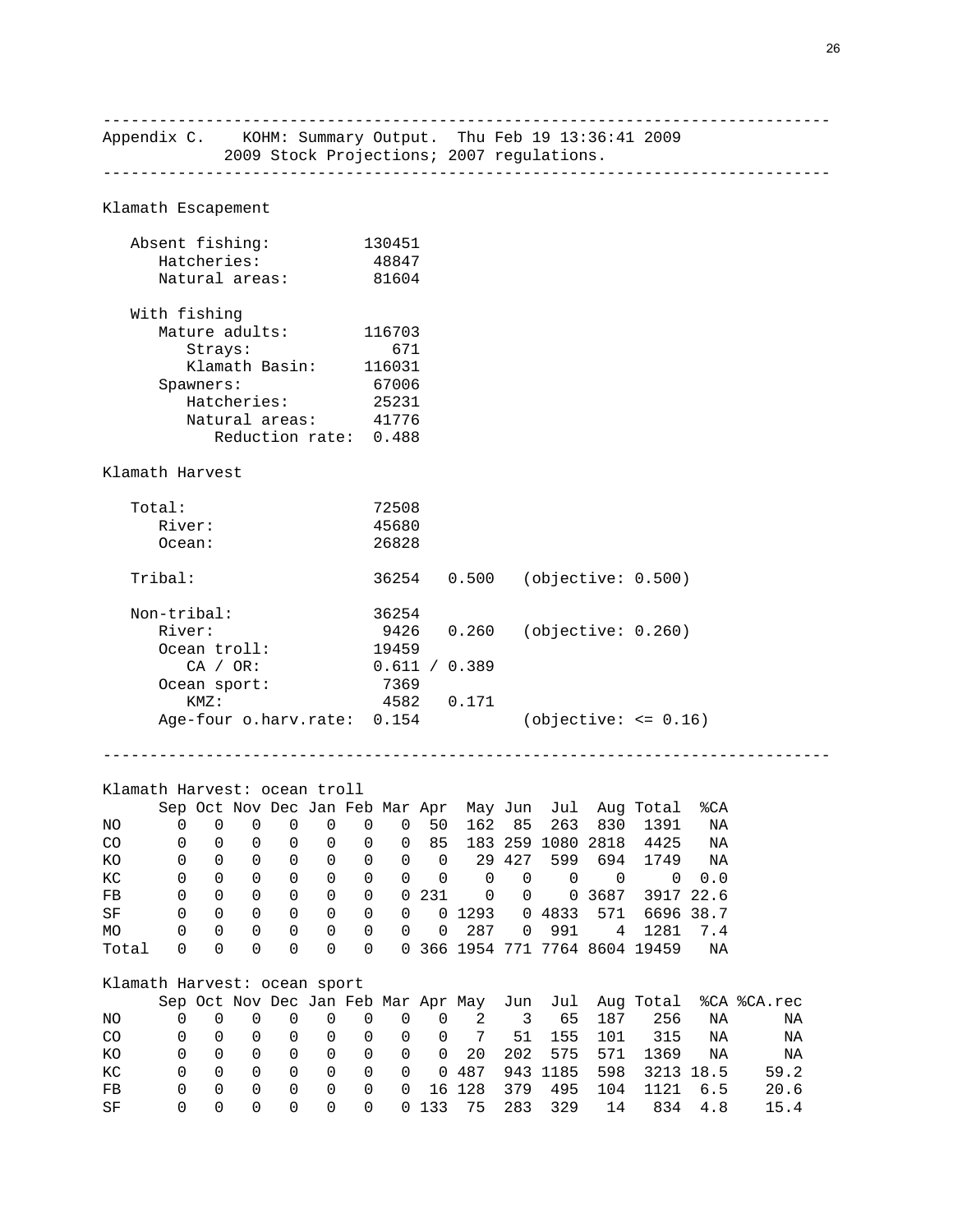## Appendix C. KOHM: Summary Output. Thu Feb 19 13:36:41 2009

2009 Stock Projections; 2007 regulations.

### Klamath Escapement

| | | | |
|---|---|---|---|
| Absent fishing: | 130451 | | |
| Hatcheries: | 48847 | | |
| Natural areas: | 81604 | | |
| With fishing | | | |
| Mature adults: | 116703 | | |
| Strays: | 671 | | |
| Klamath Basin: | 116031 | | |
| Spawners: | 67006 | | |
| Hatcheries: | 25231 | | |
| Natural areas: | 41776 | | |
| Reduction rate: | 0.488 | | |

### Klamath Harvest

| | | | |
|---|---|---|---|
| Total: | 72508 | | |
| River: | 45680 | | |
| Ocean: | 26828 | | |
| Tribal: | 36254 | 0.500 | (objective: 0.500) |
| Non-tribal: | 36254 | | |
| River: | 9426 | 0.260 | (objective: 0.260) |
| Ocean troll: | 19459 | | |
| CA / OR: | 0.611 / 0.389 | | |
| Ocean sport: | 7369 | | |
| KMZ: | 4582 | 0.171 | |
| Age-four o.harv.rate: | 0.154 | | (objective: <= 0.16) |

### Klamath Harvest: ocean troll

| | Sep | Oct | Nov | Dec | Jan | Feb | Mar | Apr | May | Jun | Jul | Aug | Total | %CA |
|---|---|---|---|---|---|---|---|---|---|---|---|---|---|---|
| NO | 0 | 0 | 0 | 0 | 0 | 0 | 0 | 50 | 162 | 85 | 263 | 830 | 1391 | NA |
| CO | 0 | 0 | 0 | 0 | 0 | 0 | 0 | 85 | 183 | 259 | 1080 | 2818 | 4425 | NA |
| KO | 0 | 0 | 0 | 0 | 0 | 0 | 0 | 0 | 29 | 427 | 599 | 694 | 1749 | NA |
| KC | 0 | 0 | 0 | 0 | 0 | 0 | 0 | 0 | 0 | 0 | 0 | 0 | 0 | 0.0 |
| FB | 0 | 0 | 0 | 0 | 0 | 0 | 0 | 231 | 0 | 0 | 0 | 3687 | 3917 | 22.6 |
| SF | 0 | 0 | 0 | 0 | 0 | 0 | 0 | 0 | 1293 | 0 | 4833 | 571 | 6696 | 38.7 |
| MO | 0 | 0 | 0 | 0 | 0 | 0 | 0 | 0 | 287 | 0 | 991 | 4 | 1281 | 7.4 |
| Total | 0 | 0 | 0 | 0 | 0 | 0 | 0 | 366 | 1954 | 771 | 7764 | 8604 | 19459 | NA |

### Klamath Harvest: ocean sport

| | Sep | Oct | Nov | Dec | Jan | Feb | Mar | Apr | May | Jun | Jul | Aug | Total | %CA | %CA.rec |
|---|---|---|---|---|---|---|---|---|---|---|---|---|---|---|---|
| NO | 0 | 0 | 0 | 0 | 0 | 0 | 0 | 0 | 2 | 3 | 65 | 187 | 256 | NA | NA |
| CO | 0 | 0 | 0 | 0 | 0 | 0 | 0 | 0 | 7 | 51 | 155 | 101 | 315 | NA | NA |
| KO | 0 | 0 | 0 | 0 | 0 | 0 | 0 | 0 | 20 | 202 | 575 | 571 | 1369 | NA | NA |
| KC | 0 | 0 | 0 | 0 | 0 | 0 | 0 | 0 | 487 | 943 | 1185 | 598 | 3213 | 18.5 | 59.2 |
| FB | 0 | 0 | 0 | 0 | 0 | 0 | 0 | 16 | 128 | 379 | 495 | 104 | 1121 | 6.5 | 20.6 |
| SF | 0 | 0 | 0 | 0 | 0 | 0 | 0 | 133 | 75 | 283 | 329 | 14 | 834 | 4.8 | 15.4 |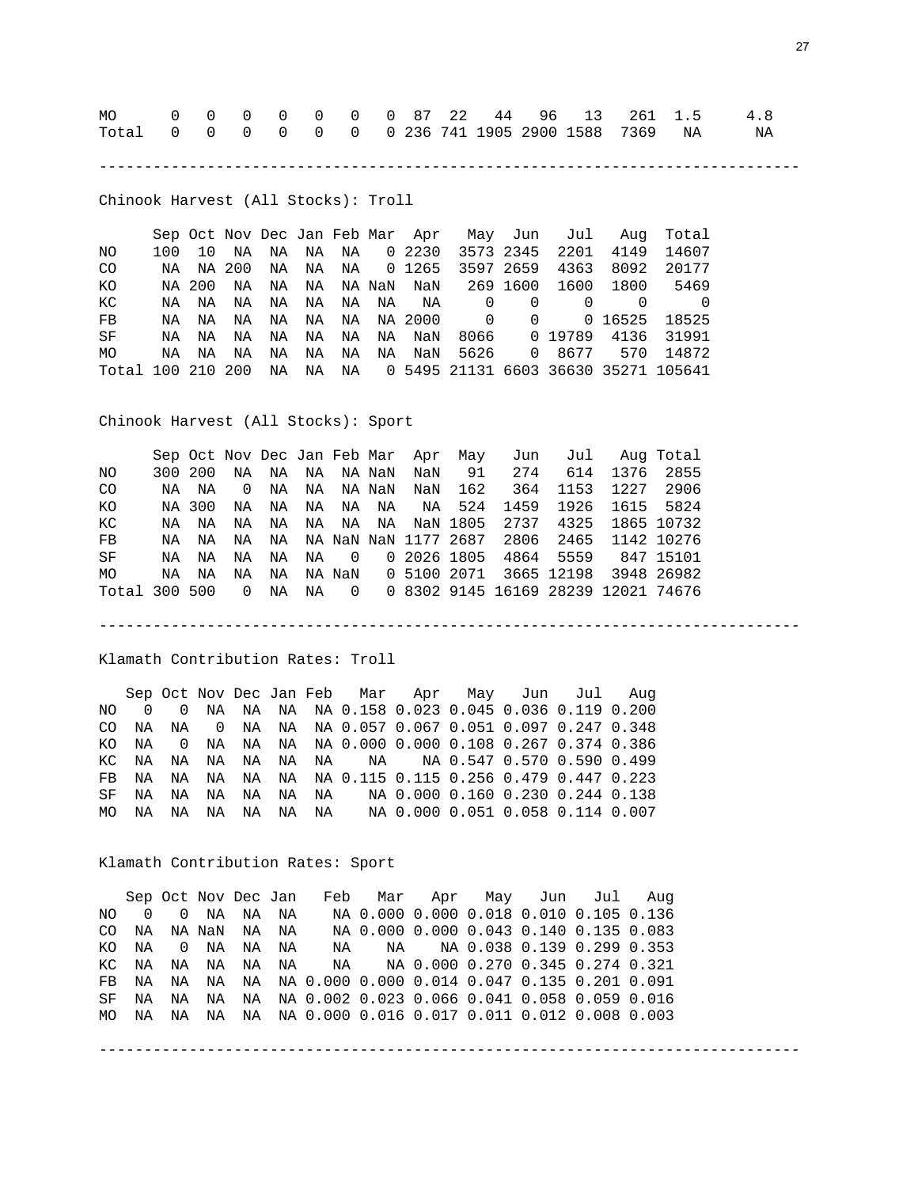| | | | | | | | | | | | | | | |
|---|---|---|---|---|---|---|---|---|---|---|---|---|---|---|
| MO | 0 | 0 | 0 | 0 | 0 | 0 | 0 | 87 | 22 | 44 | 96 | 13 | 261 | 1.5 | 4.8 |
| Total | 0 | 0 | 0 | 0 | 0 | 0 | 0 | 236 | 741 | 1905 | 2900 | 1588 | 7369 | NA | NA |

---

Chinook Harvest (All Stocks): Troll

| | Sep | Oct | Nov | Dec | Jan | Feb | Mar | Apr | May | Jun | Jul | Aug | Total |
|---|---|---|---|---|---|---|---|---|---|---|---|---|---|
| NO | 100 | 10 | NA | NA | NA | NA | 0 | 2230 | 3573 | 2345 | 2201 | 4149 | 14607 |
| CO | NA | NA | 200 | NA | NA | NA | 0 | 1265 | 3597 | 2659 | 4363 | 8092 | 20177 |
| KO | NA | 200 | NA | NA | NA | NA | NaN | NaN | 269 | 1600 | 1600 | 1800 | 5469 |
| KC | NA | NA | NA | NA | NA | NA | NA | NA | 0 | 0 | 0 | 0 | 0 |
| FB | NA | NA | NA | NA | NA | NA | NA | 2000 | 0 | 0 | 0 | 16525 | 18525 |
| SF | NA | NA | NA | NA | NA | NA | NA | NaN | 8066 | 0 | 19789 | 4136 | 31991 |
| MO | NA | NA | NA | NA | NA | NA | NA | NaN | 5626 | 0 | 8677 | 570 | 14872 |
| Total | 100 | 210 | 200 | NA | NA | NA | 0 | 5495 | 21131 | 6603 | 36630 | 35271 | 105641 |

Chinook Harvest (All Stocks): Sport

| | Sep | Oct | Nov | Dec | Jan | Feb | Mar | Apr | May | Jun | Jul | Aug | Total |
|---|---|---|---|---|---|---|---|---|---|---|---|---|---|
| NO | 300 | 200 | NA | NA | NA | NA | NaN | NaN | 91 | 274 | 614 | 1376 | 2855 |
| CO | NA | NA | 0 | NA | NA | NA | NaN | NaN | 162 | 364 | 1153 | 1227 | 2906 |
| KO | NA | 300 | NA | NA | NA | NA | NA | NA | 524 | 1459 | 1926 | 1615 | 5824 |
| KC | NA | NA | NA | NA | NA | NA | NA | NaN | 1805 | 2737 | 4325 | 1865 | 10732 |
| FB | NA | NA | NA | NA | NA | NaN | NaN | 1177 | 2687 | 2806 | 2465 | 1142 | 10276 |
| SF | NA | NA | NA | NA | NA | 0 | 0 | 2026 | 1805 | 4864 | 5559 | 847 | 15101 |
| MO | NA | NA | NA | NA | NA | NaN | 0 | 5100 | 2071 | 3665 | 12198 | 3948 | 26982 |
| Total | 300 | 500 | 0 | NA | NA | 0 | 0 | 8302 | 9145 | 16169 | 28239 | 12021 | 74676 |

---

Klamath Contribution Rates: Troll

| | Sep | Oct | Nov | Dec | Jan | Feb | Mar | Apr | May | Jun | Jul | Aug |
|---|---|---|---|---|---|---|---|---|---|---|---|---|
| NO | 0 | 0 | NA | NA | NA | NA | 0.158 | 0.023 | 0.045 | 0.036 | 0.119 | 0.200 |
| CO | NA | NA | 0 | NA | NA | NA | 0.057 | 0.067 | 0.051 | 0.097 | 0.247 | 0.348 |
| KO | NA | 0 | NA | NA | NA | NA | 0.000 | 0.000 | 0.108 | 0.267 | 0.374 | 0.386 |
| KC | NA | NA | NA | NA | NA | NA | NA | NA | 0.547 | 0.570 | 0.590 | 0.499 |
| FB | NA | NA | NA | NA | NA | NA | 0.115 | 0.115 | 0.256 | 0.479 | 0.447 | 0.223 |
| SF | NA | NA | NA | NA | NA | NA | NA | 0.000 | 0.160 | 0.230 | 0.244 | 0.138 |
| MO | NA | NA | NA | NA | NA | NA | NA | 0.000 | 0.051 | 0.058 | 0.114 | 0.007 |

Klamath Contribution Rates: Sport

| | Sep | Oct | Nov | Dec | Jan | Feb | Mar | Apr | May | Jun | Jul | Aug |
|---|---|---|---|---|---|---|---|---|---|---|---|---|
| NO | 0 | 0 | NA | NA | NA | NA | 0.000 | 0.000 | 0.018 | 0.010 | 0.105 | 0.136 |
| CO | NA | NA | NaN | NA | NA | NA | 0.000 | 0.000 | 0.043 | 0.140 | 0.135 | 0.083 |
| KO | NA | 0 | NA | NA | NA | NA | NA | NA | 0.038 | 0.139 | 0.299 | 0.353 |
| KC | NA | NA | NA | NA | NA | NA | NA | 0.000 | 0.270 | 0.345 | 0.274 | 0.321 |
| FB | NA | NA | NA | NA | NA | 0.000 | 0.000 | 0.014 | 0.047 | 0.135 | 0.201 | 0.091 |
| SF | NA | NA | NA | NA | NA | 0.002 | 0.023 | 0.066 | 0.041 | 0.058 | 0.059 | 0.016 |
| MO | NA | NA | NA | NA | NA | 0.000 | 0.016 | 0.017 | 0.011 | 0.012 | 0.008 | 0.003 |

---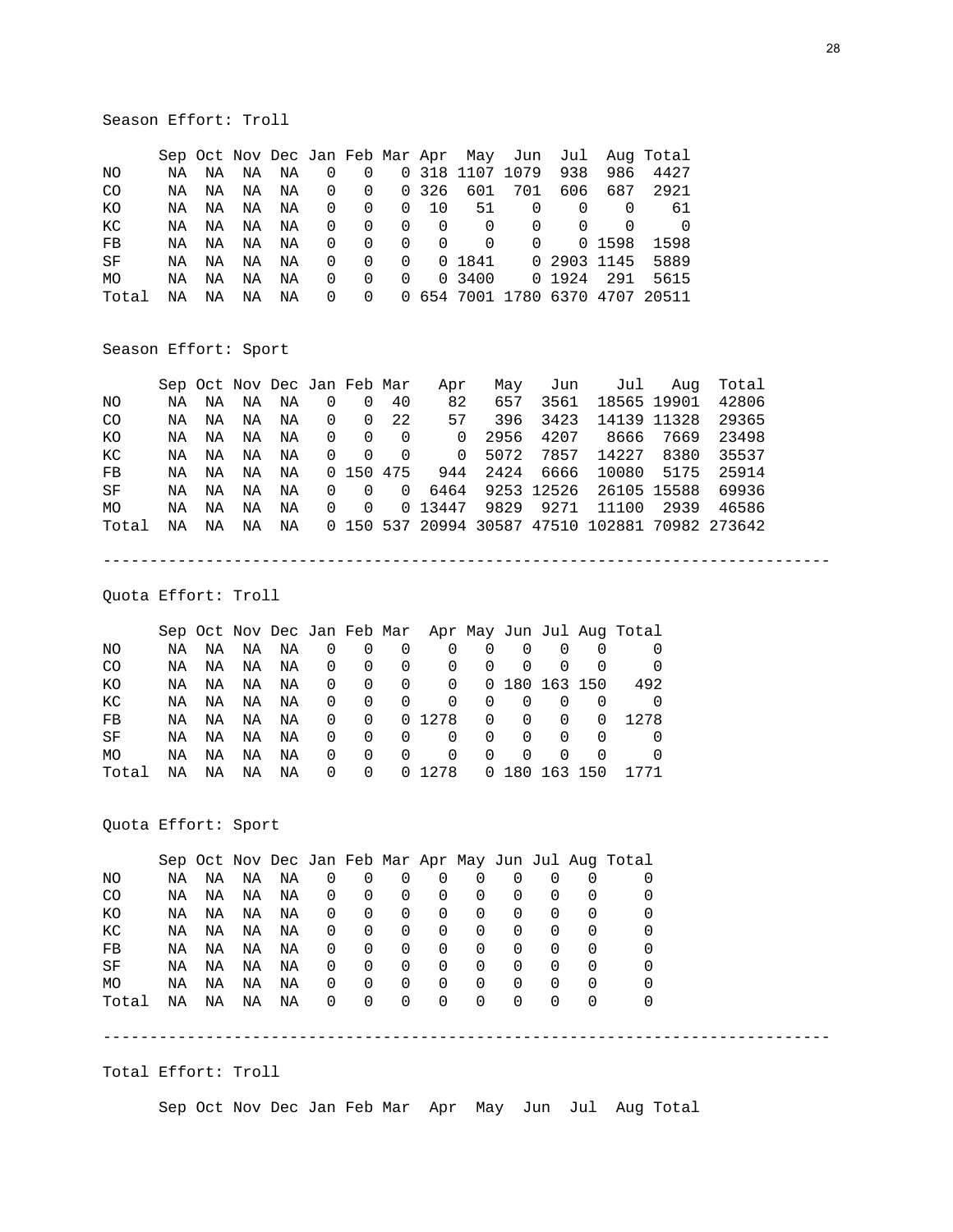Season Effort: Troll

| | Sep | Oct | Nov | Dec | Jan | Feb | Mar | Apr | May | Jun | Jul | Aug | Total |
|---|---|---|---|---|---|---|---|---|---|---|---|---|---|
| NO | NA | NA | NA | NA | 0 | 0 | 0 | 318 | 1107 | 1079 | 938 | 986 | 4427 |
| CO | NA | NA | NA | NA | 0 | 0 | 0 | 326 | 601 | 701 | 606 | 687 | 2921 |
| KO | NA | NA | NA | NA | 0 | 0 | 0 | 10 | 51 | 0 | 0 | 0 | 61 |
| KC | NA | NA | NA | NA | 0 | 0 | 0 | 0 | 0 | 0 | 0 | 0 | 0 |
| FB | NA | NA | NA | NA | 0 | 0 | 0 | 0 | 0 | 0 | 0 | 1598 | 1598 |
| SF | NA | NA | NA | NA | 0 | 0 | 0 | 0 | 1841 | 0 | 2903 | 1145 | 5889 |
| MO | NA | NA | NA | NA | 0 | 0 | 0 | 0 | 3400 | 0 | 1924 | 291 | 5615 |
| Total | NA | NA | NA | NA | 0 | 0 | 0 | 654 | 7001 | 1780 | 6370 | 4707 | 20511 |

Season Effort: Sport

| | Sep | Oct | Nov | Dec | Jan | Feb | Mar | Apr | May | Jun | Jul | Aug | Total |
|---|---|---|---|---|---|---|---|---|---|---|---|---|---|
| NO | NA | NA | NA | NA | 0 | 0 | 40 | 82 | 657 | 3561 | 18565 | 19901 | 42806 |
| CO | NA | NA | NA | NA | 0 | 0 | 22 | 57 | 396 | 3423 | 14139 | 11328 | 29365 |
| KO | NA | NA | NA | NA | 0 | 0 | 0 | 0 | 2956 | 4207 | 8666 | 7669 | 23498 |
| KC | NA | NA | NA | NA | 0 | 0 | 0 | 0 | 5072 | 7857 | 14227 | 8380 | 35537 |
| FB | NA | NA | NA | NA | 0 | 150 | 475 | 944 | 2424 | 6666 | 10080 | 5175 | 25914 |
| SF | NA | NA | NA | NA | 0 | 0 | 0 | 6464 | 9253 | 12526 | 26105 | 15588 | 69936 |
| MO | NA | NA | NA | NA | 0 | 0 | 0 | 13447 | 9829 | 9271 | 11100 | 2939 | 46586 |
| Total | NA | NA | NA | NA | 0 | 150 | 537 | 20994 | 30587 | 47510 | 102881 | 70982 | 273642 |

---

Quota Effort: Troll

| | Sep | Oct | Nov | Dec | Jan | Feb | Mar | Apr | May | Jun | Jul | Aug | Total |
|---|---|---|---|---|---|---|---|---|---|---|---|---|---|
| NO | NA | NA | NA | NA | 0 | 0 | 0 | 0 | 0 | 0 | 0 | 0 | 0 |
| CO | NA | NA | NA | NA | 0 | 0 | 0 | 0 | 0 | 0 | 0 | 0 | 0 |
| KO | NA | NA | NA | NA | 0 | 0 | 0 | 0 | 0 | 180 | 163 | 150 | 492 |
| KC | NA | NA | NA | NA | 0 | 0 | 0 | 0 | 0 | 0 | 0 | 0 | 0 |
| FB | NA | NA | NA | NA | 0 | 0 | 0 | 1278 | 0 | 0 | 0 | 0 | 1278 |
| SF | NA | NA | NA | NA | 0 | 0 | 0 | 0 | 0 | 0 | 0 | 0 | 0 |
| MO | NA | NA | NA | NA | 0 | 0 | 0 | 0 | 0 | 0 | 0 | 0 | 0 |
| Total | NA | NA | NA | NA | 0 | 0 | 0 | 1278 | 0 | 180 | 163 | 150 | 1771 |

Quota Effort: Sport

| | Sep | Oct | Nov | Dec | Jan | Feb | Mar | Apr | May | Jun | Jul | Aug | Total |
|---|---|---|---|---|---|---|---|---|---|---|---|---|---|
| NO | NA | NA | NA | NA | 0 | 0 | 0 | 0 | 0 | 0 | 0 | 0 | 0 |
| CO | NA | NA | NA | NA | 0 | 0 | 0 | 0 | 0 | 0 | 0 | 0 | 0 |
| KO | NA | NA | NA | NA | 0 | 0 | 0 | 0 | 0 | 0 | 0 | 0 | 0 |
| KC | NA | NA | NA | NA | 0 | 0 | 0 | 0 | 0 | 0 | 0 | 0 | 0 |
| FB | NA | NA | NA | NA | 0 | 0 | 0 | 0 | 0 | 0 | 0 | 0 | 0 |
| SF | NA | NA | NA | NA | 0 | 0 | 0 | 0 | 0 | 0 | 0 | 0 | 0 |
| MO | NA | NA | NA | NA | 0 | 0 | 0 | 0 | 0 | 0 | 0 | 0 | 0 |
| Total | NA | NA | NA | NA | 0 | 0 | 0 | 0 | 0 | 0 | 0 | 0 | 0 |

---

Total Effort: Troll

| | Sep | Oct | Nov | Dec | Jan | Feb | Mar | Apr | May | Jun | Jul | Aug | Total |
|---|---|---|---|---|---|---|---|---|---|---|---|---|---|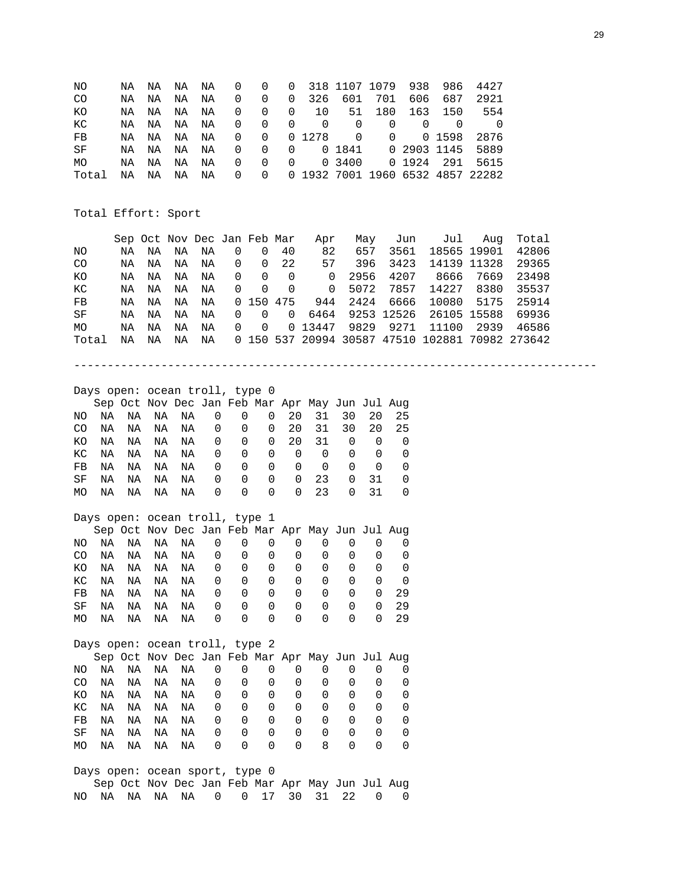| | | | | | | | | | | | | | |
|---|---|---|---|---|---|---|---|---|---|---|---|---|---|
| NO | NA | NA | NA | NA | 0 | 0 | 0 | 318 | 1107 | 1079 | 938 | 986 | 4427 |
| CO | NA | NA | NA | NA | 0 | 0 | 0 | 326 | 601 | 701 | 606 | 687 | 2921 |
| KO | NA | NA | NA | NA | 0 | 0 | 0 | 10 | 51 | 180 | 163 | 150 | 554 |
| KC | NA | NA | NA | NA | 0 | 0 | 0 | 0 | 0 | 0 | 0 | 0 | 0 |
| FB | NA | NA | NA | NA | 0 | 0 | 0 | 1278 | 0 | 0 | 0 | 1598 | 2876 |
| SF | NA | NA | NA | NA | 0 | 0 | 0 | 0 | 1841 | 0 | 2903 | 1145 | 5889 |
| MO | NA | NA | NA | NA | 0 | 0 | 0 | 0 | 3400 | 0 | 1924 | 291 | 5615 |
| Total | NA | NA | NA | NA | 0 | 0 | 0 | 1932 | 7001 | 1960 | 6532 | 4857 | 22282 |

Total Effort: Sport

| | Sep | Oct | Nov | Dec | Jan | Feb | Mar | Apr | May | Jun | Jul | Aug | Total |
|---|---|---|---|---|---|---|---|---|---|---|---|---|---|
| NO | NA | NA | NA | NA | 0 | 0 | 40 | 82 | 657 | 3561 | 18565 | 19901 | 42806 |
| CO | NA | NA | NA | NA | 0 | 0 | 22 | 57 | 396 | 3423 | 14139 | 11328 | 29365 |
| KO | NA | NA | NA | NA | 0 | 0 | 0 | 0 | 2956 | 4207 | 8666 | 7669 | 23498 |
| KC | NA | NA | NA | NA | 0 | 0 | 0 | 0 | 5072 | 7857 | 14227 | 8380 | 35537 |
| FB | NA | NA | NA | NA | 0 | 150 | 475 | 944 | 2424 | 6666 | 10080 | 5175 | 25914 |
| SF | NA | NA | NA | NA | 0 | 0 | 0 | 6464 | 9253 | 12526 | 26105 | 15588 | 69936 |
| MO | NA | NA | NA | NA | 0 | 0 | 0 | 13447 | 9829 | 9271 | 11100 | 2939 | 46586 |
| Total | NA | NA | NA | NA | 0 | 150 | 537 | 20994 | 30587 | 47510 | 102881 | 70982 | 273642 |

---

Days open: ocean troll, type 0

| | Sep | Oct | Nov | Dec | Jan | Feb | Mar | Apr | May | Jun | Jul | Aug |
|---|---|---|---|---|---|---|---|---|---|---|---|---|
| NO | NA | NA | NA | NA | 0 | 0 | 0 | 20 | 31 | 30 | 20 | 25 |
| CO | NA | NA | NA | NA | 0 | 0 | 0 | 20 | 31 | 30 | 20 | 25 |
| KO | NA | NA | NA | NA | 0 | 0 | 0 | 20 | 31 | 0 | 0 | 0 |
| KC | NA | NA | NA | NA | 0 | 0 | 0 | 0 | 0 | 0 | 0 | 0 |
| FB | NA | NA | NA | NA | 0 | 0 | 0 | 0 | 0 | 0 | 0 | 0 |
| SF | NA | NA | NA | NA | 0 | 0 | 0 | 0 | 23 | 0 | 31 | 0 |
| MO | NA | NA | NA | NA | 0 | 0 | 0 | 0 | 23 | 0 | 31 | 0 |

Days open: ocean troll, type 1

| | Sep | Oct | Nov | Dec | Jan | Feb | Mar | Apr | May | Jun | Jul | Aug |
|---|---|---|---|---|---|---|---|---|---|---|---|---|
| NO | NA | NA | NA | NA | 0 | 0 | 0 | 0 | 0 | 0 | 0 | 0 |
| CO | NA | NA | NA | NA | 0 | 0 | 0 | 0 | 0 | 0 | 0 | 0 |
| KO | NA | NA | NA | NA | 0 | 0 | 0 | 0 | 0 | 0 | 0 | 0 |
| KC | NA | NA | NA | NA | 0 | 0 | 0 | 0 | 0 | 0 | 0 | 0 |
| FB | NA | NA | NA | NA | 0 | 0 | 0 | 0 | 0 | 0 | 0 | 29 |
| SF | NA | NA | NA | NA | 0 | 0 | 0 | 0 | 0 | 0 | 0 | 29 |
| MO | NA | NA | NA | NA | 0 | 0 | 0 | 0 | 0 | 0 | 0 | 29 |

Days open: ocean troll, type 2

| | Sep | Oct | Nov | Dec | Jan | Feb | Mar | Apr | May | Jun | Jul | Aug |
|---|---|---|---|---|---|---|---|---|---|---|---|---|
| NO | NA | NA | NA | NA | 0 | 0 | 0 | 0 | 0 | 0 | 0 | 0 |
| CO | NA | NA | NA | NA | 0 | 0 | 0 | 0 | 0 | 0 | 0 | 0 |
| KO | NA | NA | NA | NA | 0 | 0 | 0 | 0 | 0 | 0 | 0 | 0 |
| KC | NA | NA | NA | NA | 0 | 0 | 0 | 0 | 0 | 0 | 0 | 0 |
| FB | NA | NA | NA | NA | 0 | 0 | 0 | 0 | 0 | 0 | 0 | 0 |
| SF | NA | NA | NA | NA | 0 | 0 | 0 | 0 | 0 | 0 | 0 | 0 |
| MO | NA | NA | NA | NA | 0 | 0 | 0 | 0 | 8 | 0 | 0 | 0 |

Days open: ocean sport, type 0

| | Sep | Oct | Nov | Dec | Jan | Feb | Mar | Apr | May | Jun | Jul | Aug |
|---|---|---|---|---|---|---|---|---|---|---|---|---|
| NO | NA | NA | NA | NA | 0 | 0 | 17 | 30 | 31 | 22 | 0 | 0 |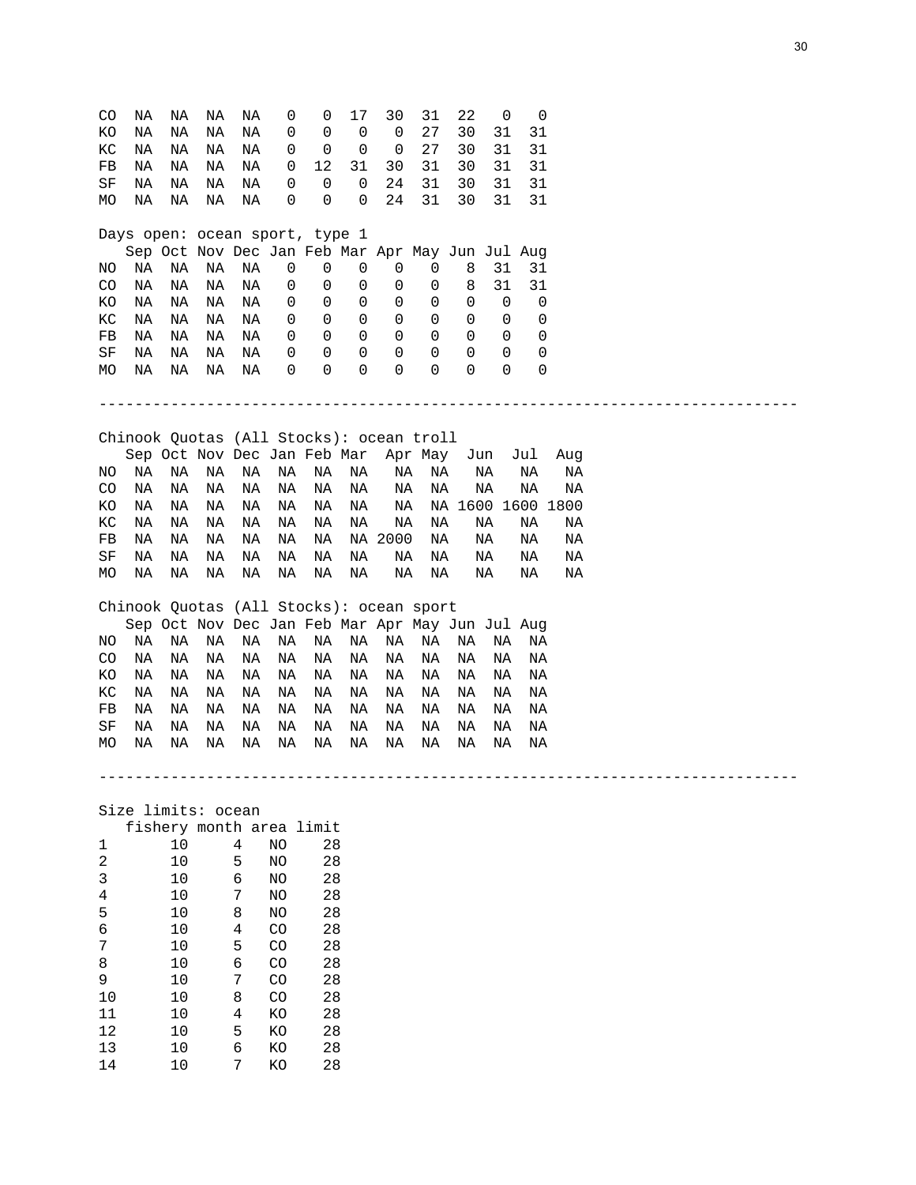| | | | | | | | | | | | | |
|---|---|---|---|---|---|---|---|---|---|---|---|---|
| CO | NA | NA | NA | NA | 0 | 0 | 17 | 30 | 31 | 22 | 0 | 0 |
| KO | NA | NA | NA | NA | 0 | 0 | 0 | 0 | 27 | 30 | 31 | 31 |
| KC | NA | NA | NA | NA | 0 | 0 | 0 | 0 | 27 | 30 | 31 | 31 |
| FB | NA | NA | NA | NA | 0 | 12 | 31 | 30 | 31 | 30 | 31 | 31 |
| SF | NA | NA | NA | NA | 0 | 0 | 0 | 24 | 31 | 30 | 31 | 31 |
| MO | NA | NA | NA | NA | 0 | 0 | 0 | 24 | 31 | 30 | 31 | 31 |

Days open: ocean sport, type 1

| | Sep | Oct | Nov | Dec | Jan | Feb | Mar | Apr | May | Jun | Jul | Aug |
|---|---|---|---|---|---|---|---|---|---|---|---|---|
| NO | NA | NA | NA | NA | 0 | 0 | 0 | 0 | 0 | 8 | 31 | 31 |
| CO | NA | NA | NA | NA | 0 | 0 | 0 | 0 | 0 | 8 | 31 | 31 |
| KO | NA | NA | NA | NA | 0 | 0 | 0 | 0 | 0 | 0 | 0 | 0 |
| KC | NA | NA | NA | NA | 0 | 0 | 0 | 0 | 0 | 0 | 0 | 0 |
| FB | NA | NA | NA | NA | 0 | 0 | 0 | 0 | 0 | 0 | 0 | 0 |
| SF | NA | NA | NA | NA | 0 | 0 | 0 | 0 | 0 | 0 | 0 | 0 |
| MO | NA | NA | NA | NA | 0 | 0 | 0 | 0 | 0 | 0 | 0 | 0 |

---

Chinook Quotas (All Stocks): ocean troll

| | Sep | Oct | Nov | Dec | Jan | Feb | Mar | Apr | May | Jun | Jul | Aug |
|---|---|---|---|---|---|---|---|---|---|---|---|---|
| NO | NA | NA | NA | NA | NA | NA | NA | NA | NA | NA | NA | NA |
| CO | NA | NA | NA | NA | NA | NA | NA | NA | NA | NA | NA | NA |
| KO | NA | NA | NA | NA | NA | NA | NA | NA | NA | 1600 | 1600 | 1800 |
| KC | NA | NA | NA | NA | NA | NA | NA | NA | NA | NA | NA | NA |
| FB | NA | NA | NA | NA | NA | NA | NA | 2000 | NA | NA | NA | NA |
| SF | NA | NA | NA | NA | NA | NA | NA | NA | NA | NA | NA | NA |
| MO | NA | NA | NA | NA | NA | NA | NA | NA | NA | NA | NA | NA |

Chinook Quotas (All Stocks): ocean sport

| | Sep | Oct | Nov | Dec | Jan | Feb | Mar | Apr | May | Jun | Jul | Aug |
|---|---|---|---|---|---|---|---|---|---|---|---|---|
| NO | NA | NA | NA | NA | NA | NA | NA | NA | NA | NA | NA | NA |
| CO | NA | NA | NA | NA | NA | NA | NA | NA | NA | NA | NA | NA |
| KO | NA | NA | NA | NA | NA | NA | NA | NA | NA | NA | NA | NA |
| KC | NA | NA | NA | NA | NA | NA | NA | NA | NA | NA | NA | NA |
| FB | NA | NA | NA | NA | NA | NA | NA | NA | NA | NA | NA | NA |
| SF | NA | NA | NA | NA | NA | NA | NA | NA | NA | NA | NA | NA |
| MO | NA | NA | NA | NA | NA | NA | NA | NA | NA | NA | NA | NA |

---

Size limits: ocean

| | fishery | month | area | limit |
|---|---|---|---|---|
| 1 | 10 | 4 | NO | 28 |
| 2 | 10 | 5 | NO | 28 |
| 3 | 10 | 6 | NO | 28 |
| 4 | 10 | 7 | NO | 28 |
| 5 | 10 | 8 | NO | 28 |
| 6 | 10 | 4 | CO | 28 |
| 7 | 10 | 5 | CO | 28 |
| 8 | 10 | 6 | CO | 28 |
| 9 | 10 | 7 | CO | 28 |
| 10 | 10 | 8 | CO | 28 |
| 11 | 10 | 4 | KO | 28 |
| 12 | 10 | 5 | KO | 28 |
| 13 | 10 | 6 | KO | 28 |
| 14 | 10 | 7 | KO | 28 |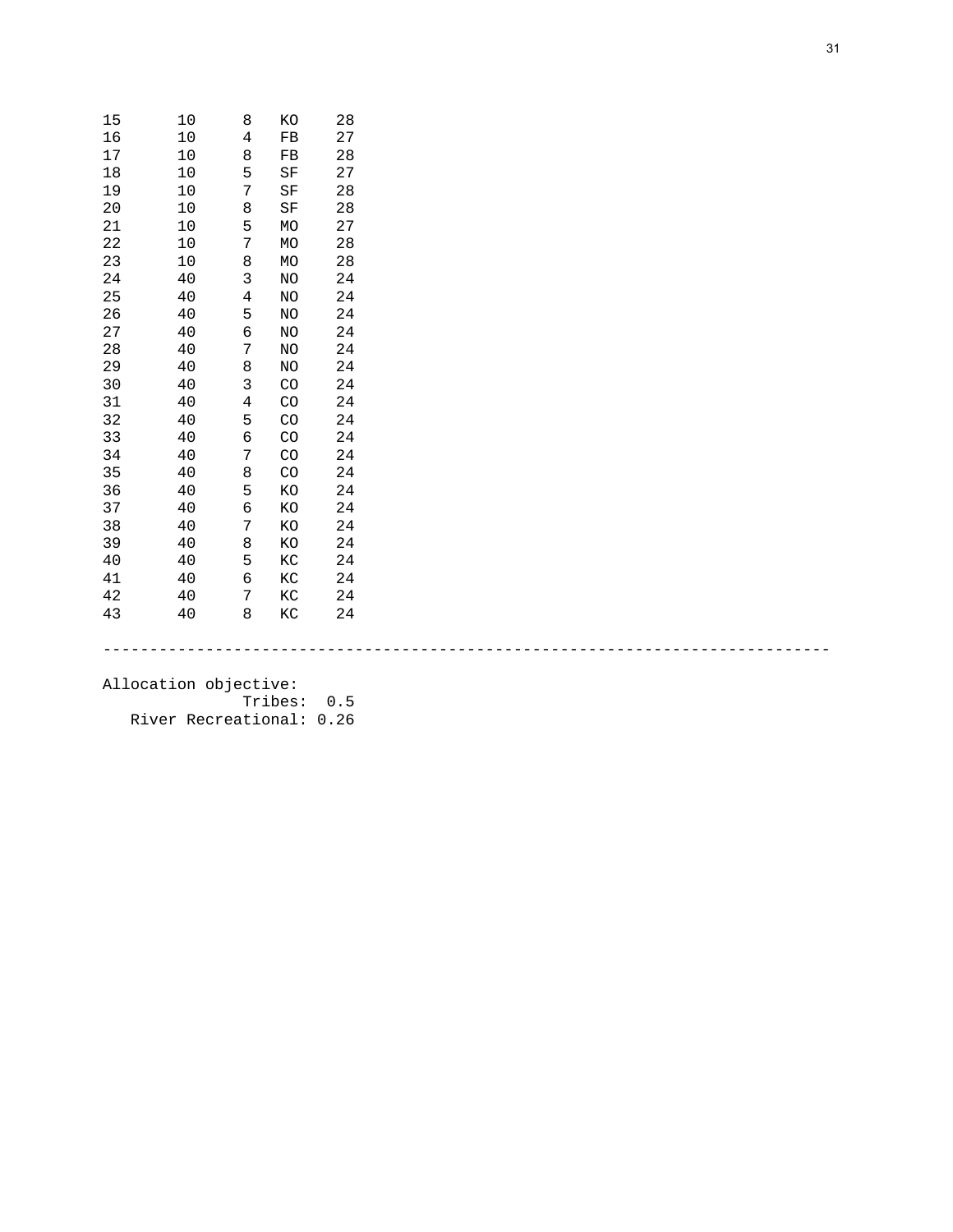| | | | | |
|---|---|---|---|---|
| 15 | 10 | 8 | KO | 28 |
| 16 | 10 | 4 | FB | 27 |
| 17 | 10 | 8 | FB | 28 |
| 18 | 10 | 5 | SF | 27 |
| 19 | 10 | 7 | SF | 28 |
| 20 | 10 | 8 | SF | 28 |
| 21 | 10 | 5 | MO | 27 |
| 22 | 10 | 7 | MO | 28 |
| 23 | 10 | 8 | MO | 28 |
| 24 | 40 | 3 | NO | 24 |
| 25 | 40 | 4 | NO | 24 |
| 26 | 40 | 5 | NO | 24 |
| 27 | 40 | 6 | NO | 24 |
| 28 | 40 | 7 | NO | 24 |
| 29 | 40 | 8 | NO | 24 |
| 30 | 40 | 3 | CO | 24 |
| 31 | 40 | 4 | CO | 24 |
| 32 | 40 | 5 | CO | 24 |
| 33 | 40 | 6 | CO | 24 |
| 34 | 40 | 7 | CO | 24 |
| 35 | 40 | 8 | CO | 24 |
| 36 | 40 | 5 | KO | 24 |
| 37 | 40 | 6 | KO | 24 |
| 38 | 40 | 7 | KO | 24 |
| 39 | 40 | 8 | KO | 24 |
| 40 | 40 | 5 | KC | 24 |
| 41 | 40 | 6 | KC | 24 |
| 42 | 40 | 7 | KC | 24 |
| 43 | 40 | 8 | KC | 24 |

---

```
Allocation objective:
               Tribes:  0.5
   River Recreational: 0.26
```